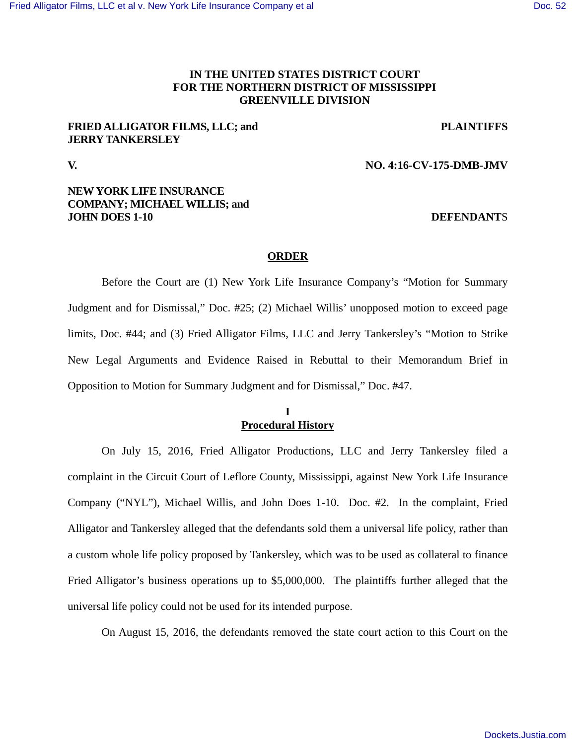**IN THE UNITED STATES DISTRICT COURT**
**FOR THE NORTHERN DISTRICT OF MISSISSIPPI**
**GREENVILLE DIVISION**

**FRIED ALLIGATOR FILMS, LLC; and JERRY TANKERSLEY** — **PLAINTIFFS**

**V.** — **NO. 4:16-CV-175-DMB-JMV**

**NEW YORK LIFE INSURANCE COMPANY; MICHAEL WILLIS; and JOHN DOES 1-10** — **DEFENDANTS**

## ORDER

Before the Court are (1) New York Life Insurance Company's "Motion for Summary Judgment and for Dismissal," Doc. #25; (2) Michael Willis' unopposed motion to exceed page limits, Doc. #44; and (3) Fried Alligator Films, LLC and Jerry Tankersley's "Motion to Strike New Legal Arguments and Evidence Raised in Rebuttal to their Memorandum Brief in Opposition to Motion for Summary Judgment and for Dismissal," Doc. #47.

## I
## Procedural History

On July 15, 2016, Fried Alligator Productions, LLC and Jerry Tankersley filed a complaint in the Circuit Court of Leflore County, Mississippi, against New York Life Insurance Company ("NYL"), Michael Willis, and John Does 1-10. Doc. #2. In the complaint, Fried Alligator and Tankersley alleged that the defendants sold them a universal life policy, rather than a custom whole life policy proposed by Tankersley, which was to be used as collateral to finance Fried Alligator's business operations up to $5,000,000. The plaintiffs further alleged that the universal life policy could not be used for its intended purpose.

On August 15, 2016, the defendants removed the state court action to this Court on the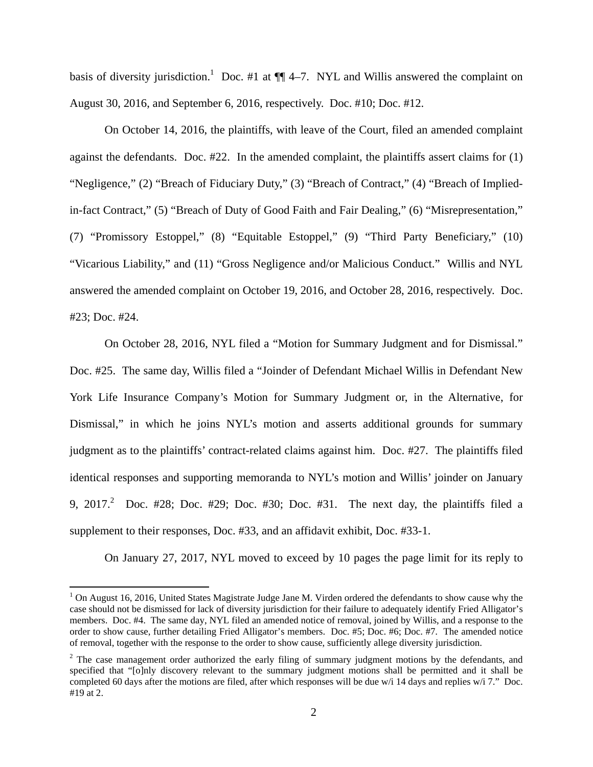basis of diversity jurisdiction.[1] Doc. #1 at ¶¶ 4–7. NYL and Willis answered the complaint on August 30, 2016, and September 6, 2016, respectively. Doc. #10; Doc. #12.

On October 14, 2016, the plaintiffs, with leave of the Court, filed an amended complaint against the defendants. Doc. #22. In the amended complaint, the plaintiffs assert claims for (1) "Negligence," (2) "Breach of Fiduciary Duty," (3) "Breach of Contract," (4) "Breach of Implied-in-fact Contract," (5) "Breach of Duty of Good Faith and Fair Dealing," (6) "Misrepresentation," (7) "Promissory Estoppel," (8) "Equitable Estoppel," (9) "Third Party Beneficiary," (10) "Vicarious Liability," and (11) "Gross Negligence and/or Malicious Conduct." Willis and NYL answered the amended complaint on October 19, 2016, and October 28, 2016, respectively. Doc. #23; Doc. #24.

On October 28, 2016, NYL filed a "Motion for Summary Judgment and for Dismissal." Doc. #25. The same day, Willis filed a "Joinder of Defendant Michael Willis in Defendant New York Life Insurance Company's Motion for Summary Judgment or, in the Alternative, for Dismissal," in which he joins NYL's motion and asserts additional grounds for summary judgment as to the plaintiffs' contract-related claims against him. Doc. #27. The plaintiffs filed identical responses and supporting memoranda to NYL's motion and Willis' joinder on January 9, 2017.[2] Doc. #28; Doc. #29; Doc. #30; Doc. #31. The next day, the plaintiffs filed a supplement to their responses, Doc. #33, and an affidavit exhibit, Doc. #33-1.

On January 27, 2017, NYL moved to exceed by 10 pages the page limit for its reply to

[1] On August 16, 2016, United States Magistrate Judge Jane M. Virden ordered the defendants to show cause why the case should not be dismissed for lack of diversity jurisdiction for their failure to adequately identify Fried Alligator's members. Doc. #4. The same day, NYL filed an amended notice of removal, joined by Willis, and a response to the order to show cause, further detailing Fried Alligator's members. Doc. #5; Doc. #6; Doc. #7. The amended notice of removal, together with the response to the order to show cause, sufficiently allege diversity jurisdiction.

[2] The case management order authorized the early filing of summary judgment motions by the defendants, and specified that "[o]nly discovery relevant to the summary judgment motions shall be permitted and it shall be completed 60 days after the motions are filed, after which responses will be due w/i 14 days and replies w/i 7." Doc. #19 at 2.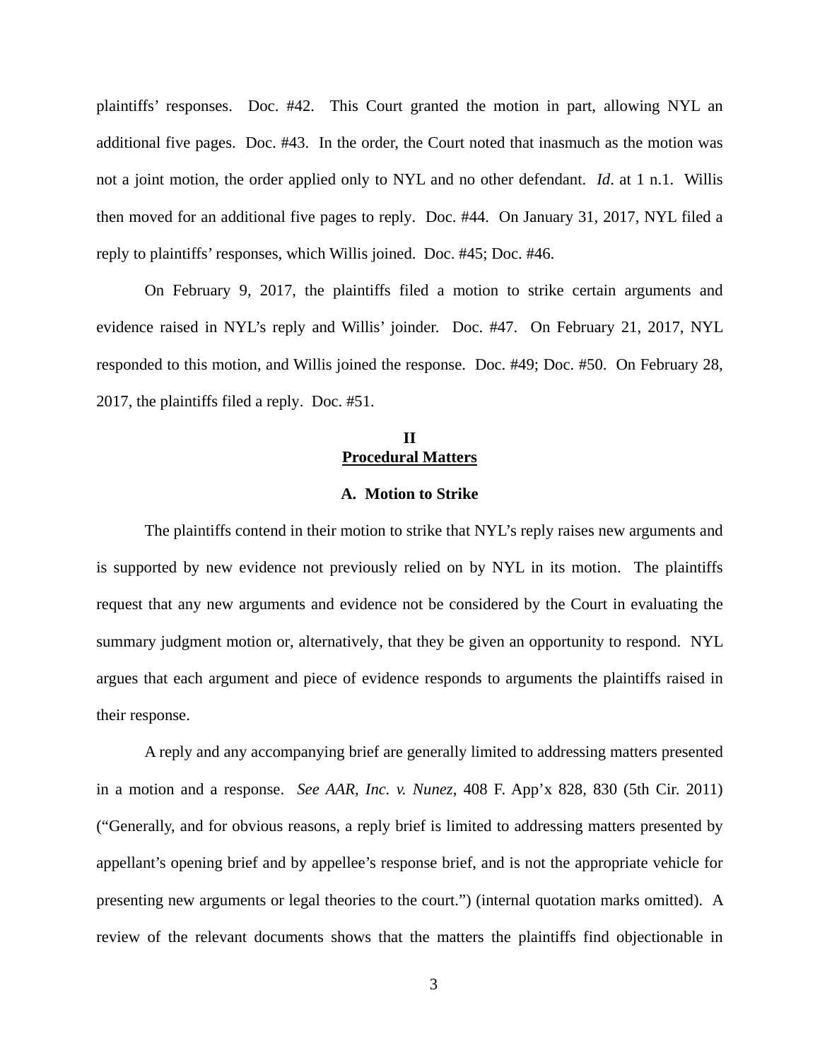plaintiffs' responses. Doc. #42. This Court granted the motion in part, allowing NYL an additional five pages. Doc. #43. In the order, the Court noted that inasmuch as the motion was not a joint motion, the order applied only to NYL and no other defendant. *Id*. at 1 n.1. Willis then moved for an additional five pages to reply. Doc. #44. On January 31, 2017, NYL filed a reply to plaintiffs' responses, which Willis joined. Doc. #45; Doc. #46.

On February 9, 2017, the plaintiffs filed a motion to strike certain arguments and evidence raised in NYL's reply and Willis' joinder. Doc. #47. On February 21, 2017, NYL responded to this motion, and Willis joined the response. Doc. #49; Doc. #50. On February 28, 2017, the plaintiffs filed a reply. Doc. #51.

## II
## Procedural Matters

### A. Motion to Strike

The plaintiffs contend in their motion to strike that NYL's reply raises new arguments and is supported by new evidence not previously relied on by NYL in its motion. The plaintiffs request that any new arguments and evidence not be considered by the Court in evaluating the summary judgment motion or, alternatively, that they be given an opportunity to respond. NYL argues that each argument and piece of evidence responds to arguments the plaintiffs raised in their response.

A reply and any accompanying brief are generally limited to addressing matters presented in a motion and a response. *See AAR, Inc. v. Nunez*, 408 F. App'x 828, 830 (5th Cir. 2011) ("Generally, and for obvious reasons, a reply brief is limited to addressing matters presented by appellant's opening brief and by appellee's response brief, and is not the appropriate vehicle for presenting new arguments or legal theories to the court.") (internal quotation marks omitted). A review of the relevant documents shows that the matters the plaintiffs find objectionable in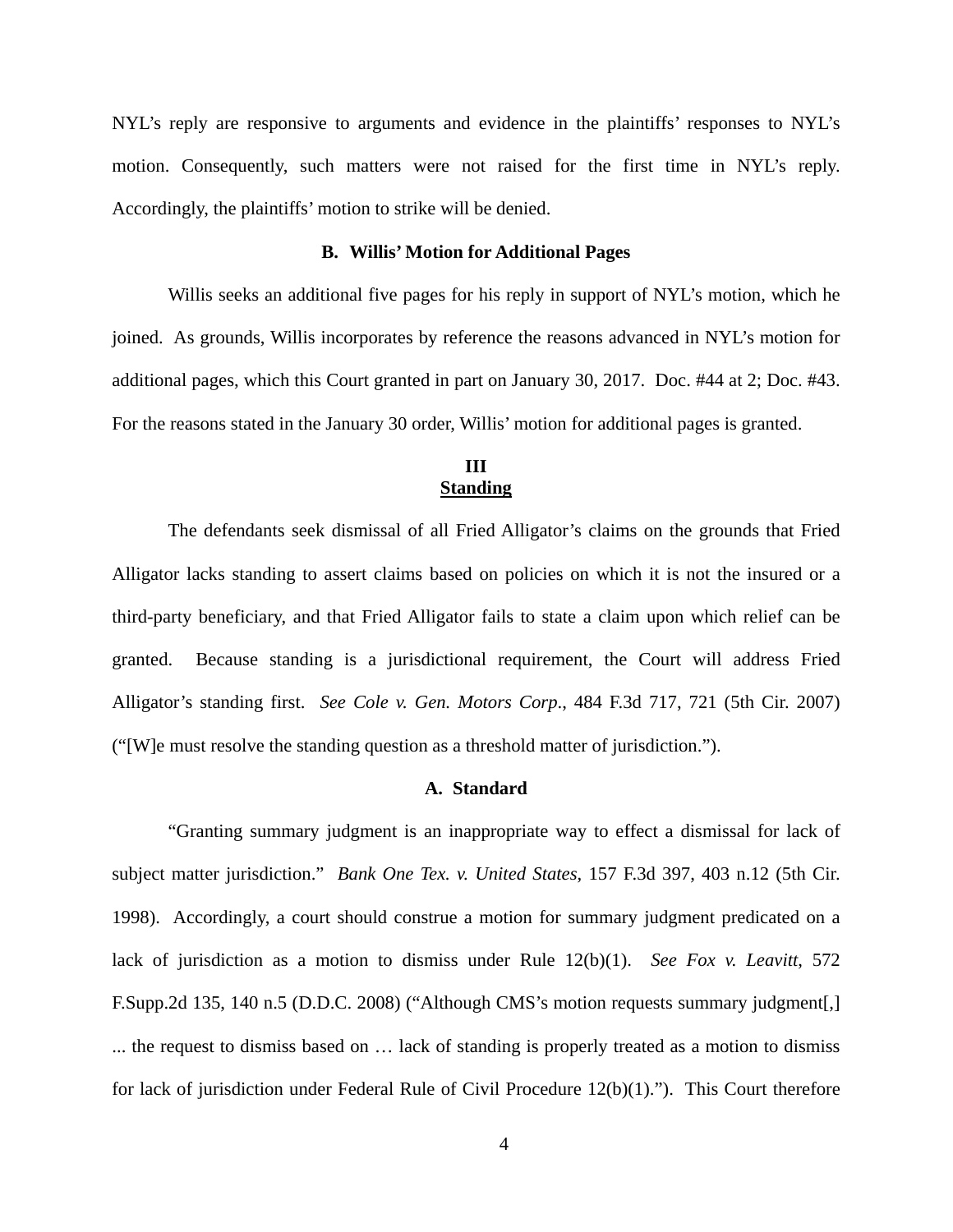NYL's reply are responsive to arguments and evidence in the plaintiffs' responses to NYL's motion. Consequently, such matters were not raised for the first time in NYL's reply. Accordingly, the plaintiffs' motion to strike will be denied.

### B. Willis' Motion for Additional Pages

Willis seeks an additional five pages for his reply in support of NYL's motion, which he joined. As grounds, Willis incorporates by reference the reasons advanced in NYL's motion for additional pages, which this Court granted in part on January 30, 2017. Doc. #44 at 2; Doc. #43. For the reasons stated in the January 30 order, Willis' motion for additional pages is granted.

## III
## Standing

The defendants seek dismissal of all Fried Alligator's claims on the grounds that Fried Alligator lacks standing to assert claims based on policies on which it is not the insured or a third-party beneficiary, and that Fried Alligator fails to state a claim upon which relief can be granted. Because standing is a jurisdictional requirement, the Court will address Fried Alligator's standing first. *See Cole v. Gen. Motors Corp.*, 484 F.3d 717, 721 (5th Cir. 2007) ("[W]e must resolve the standing question as a threshold matter of jurisdiction.").

### A. Standard

"Granting summary judgment is an inappropriate way to effect a dismissal for lack of subject matter jurisdiction." *Bank One Tex. v. United States*, 157 F.3d 397, 403 n.12 (5th Cir. 1998). Accordingly, a court should construe a motion for summary judgment predicated on a lack of jurisdiction as a motion to dismiss under Rule 12(b)(1). *See Fox v. Leavitt,* 572 F.Supp.2d 135, 140 n.5 (D.D.C. 2008) ("Although CMS's motion requests summary judgment[,] ... the request to dismiss based on … lack of standing is properly treated as a motion to dismiss for lack of jurisdiction under Federal Rule of Civil Procedure 12(b)(1)."). This Court therefore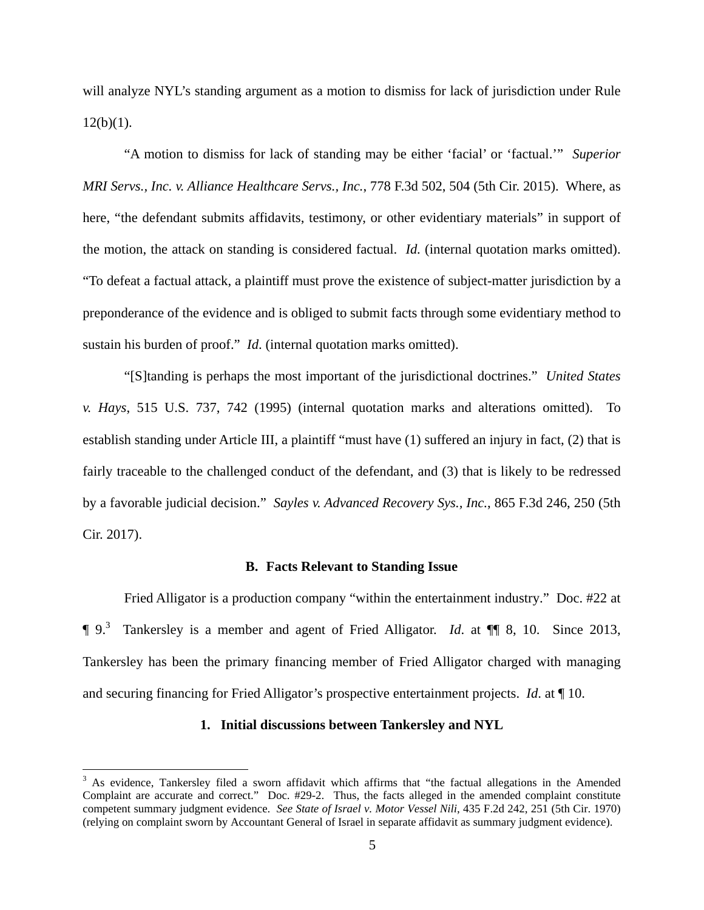will analyze NYL's standing argument as a motion to dismiss for lack of jurisdiction under Rule 12(b)(1).

"A motion to dismiss for lack of standing may be either 'facial' or 'factual.'" *Superior MRI Servs., Inc. v. Alliance Healthcare Servs., Inc.*, 778 F.3d 502, 504 (5th Cir. 2015). Where, as here, "the defendant submits affidavits, testimony, or other evidentiary materials" in support of the motion, the attack on standing is considered factual. *Id.* (internal quotation marks omitted). "To defeat a factual attack, a plaintiff must prove the existence of subject-matter jurisdiction by a preponderance of the evidence and is obliged to submit facts through some evidentiary method to sustain his burden of proof." *Id*. (internal quotation marks omitted).

"[S]tanding is perhaps the most important of the jurisdictional doctrines." *United States v. Hays*, 515 U.S. 737, 742 (1995) (internal quotation marks and alterations omitted). To establish standing under Article III, a plaintiff "must have (1) suffered an injury in fact, (2) that is fairly traceable to the challenged conduct of the defendant, and (3) that is likely to be redressed by a favorable judicial decision." *Sayles v. Advanced Recovery Sys., Inc.*, 865 F.3d 246, 250 (5th Cir. 2017).

### B. Facts Relevant to Standing Issue

Fried Alligator is a production company "within the entertainment industry." Doc. #22 at ¶ 9.[3] Tankersley is a member and agent of Fried Alligator. *Id*. at ¶¶ 8, 10. Since 2013, Tankersley has been the primary financing member of Fried Alligator charged with managing and securing financing for Fried Alligator's prospective entertainment projects. *Id*. at ¶ 10.

#### 1. Initial discussions between Tankersley and NYL

---

[3] As evidence, Tankersley filed a sworn affidavit which affirms that "the factual allegations in the Amended Complaint are accurate and correct." Doc. #29-2. Thus, the facts alleged in the amended complaint constitute competent summary judgment evidence. *See State of Israel v. Motor Vessel Nili*, 435 F.2d 242, 251 (5th Cir. 1970) (relying on complaint sworn by Accountant General of Israel in separate affidavit as summary judgment evidence).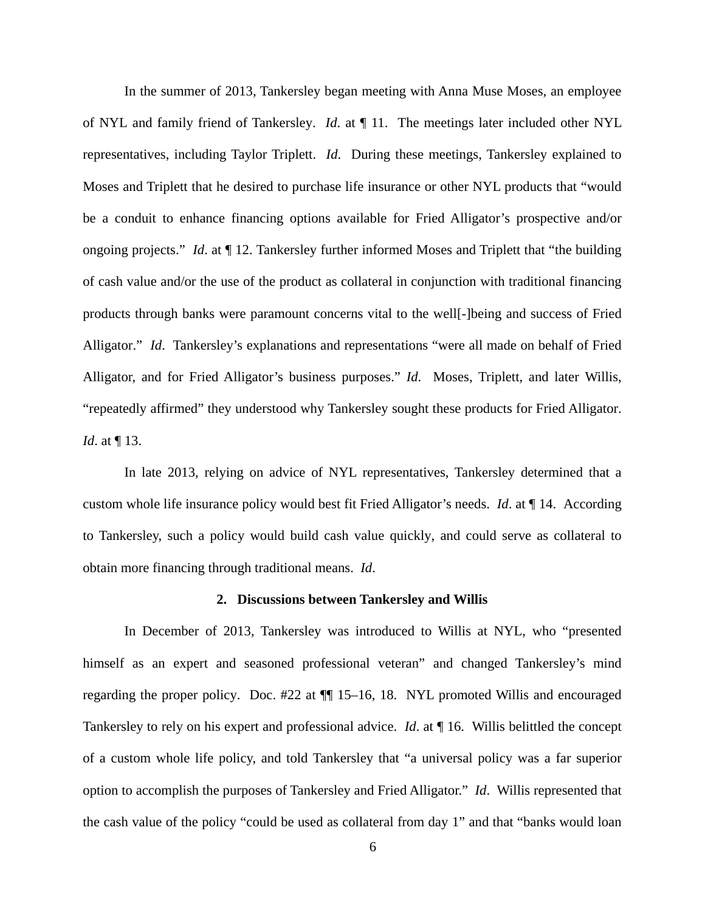In the summer of 2013, Tankersley began meeting with Anna Muse Moses, an employee of NYL and family friend of Tankersley. *Id*. at ¶ 11. The meetings later included other NYL representatives, including Taylor Triplett. *Id*. During these meetings, Tankersley explained to Moses and Triplett that he desired to purchase life insurance or other NYL products that "would be a conduit to enhance financing options available for Fried Alligator's prospective and/or ongoing projects." *Id*. at ¶ 12. Tankersley further informed Moses and Triplett that "the building of cash value and/or the use of the product as collateral in conjunction with traditional financing products through banks were paramount concerns vital to the well[-]being and success of Fried Alligator." *Id*. Tankersley's explanations and representations "were all made on behalf of Fried Alligator, and for Fried Alligator's business purposes." *Id.* Moses, Triplett, and later Willis, "repeatedly affirmed" they understood why Tankersley sought these products for Fried Alligator. *Id*. at ¶ 13.

In late 2013, relying on advice of NYL representatives, Tankersley determined that a custom whole life insurance policy would best fit Fried Alligator's needs. *Id*. at ¶ 14. According to Tankersley, such a policy would build cash value quickly, and could serve as collateral to obtain more financing through traditional means. *Id*.

**2. Discussions between Tankersley and Willis**

In December of 2013, Tankersley was introduced to Willis at NYL, who "presented himself as an expert and seasoned professional veteran" and changed Tankersley's mind regarding the proper policy. Doc. #22 at ¶¶ 15–16, 18. NYL promoted Willis and encouraged Tankersley to rely on his expert and professional advice. *Id*. at ¶ 16. Willis belittled the concept of a custom whole life policy, and told Tankersley that "a universal policy was a far superior option to accomplish the purposes of Tankersley and Fried Alligator." *Id*. Willis represented that the cash value of the policy "could be used as collateral from day 1" and that "banks would loan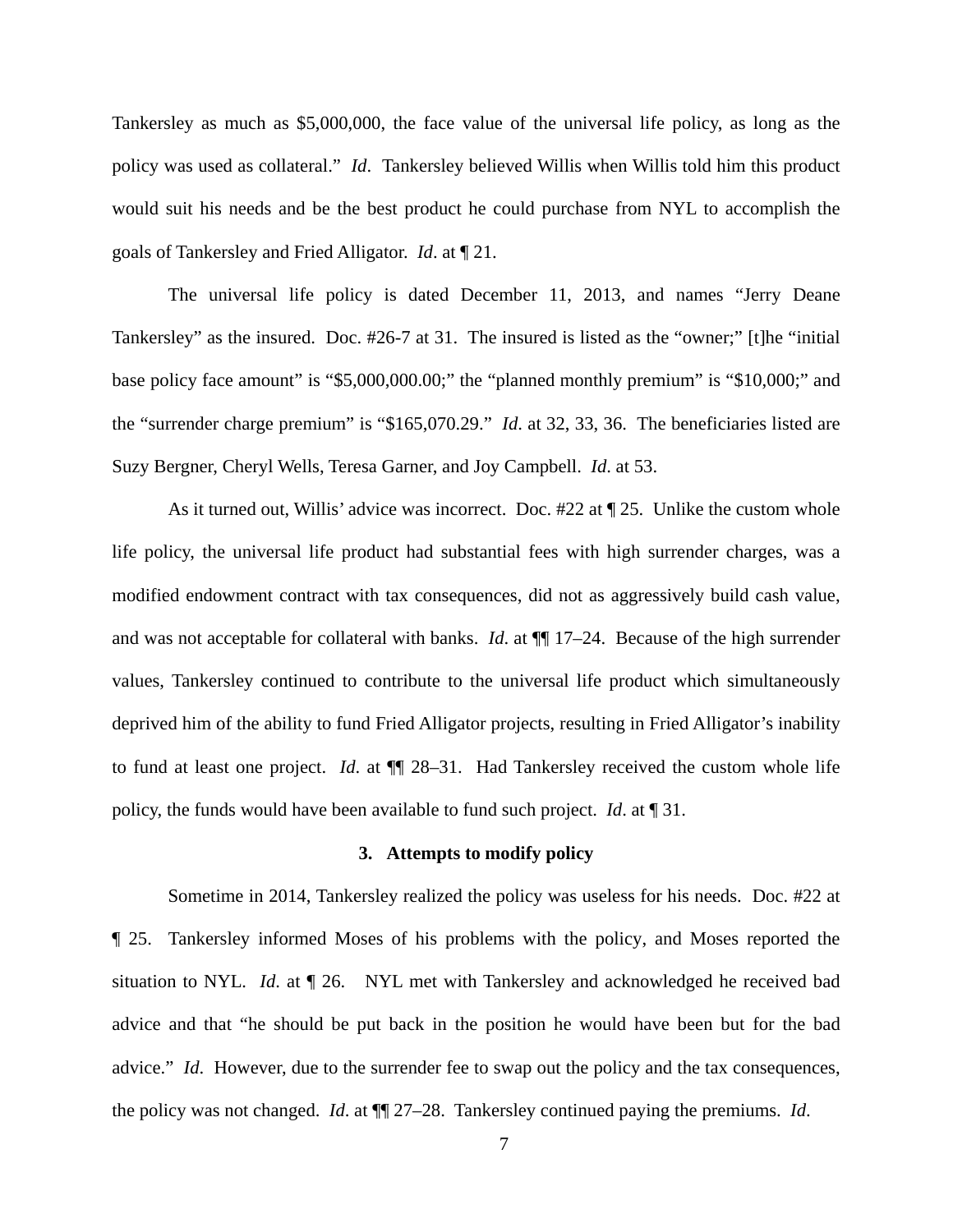Tankersley as much as $5,000,000, the face value of the universal life policy, as long as the policy was used as collateral." *Id*. Tankersley believed Willis when Willis told him this product would suit his needs and be the best product he could purchase from NYL to accomplish the goals of Tankersley and Fried Alligator. *Id*. at ¶ 21.

The universal life policy is dated December 11, 2013, and names "Jerry Deane Tankersley" as the insured. Doc. #26-7 at 31. The insured is listed as the "owner;" [t]he "initial base policy face amount" is "$5,000,000.00;" the "planned monthly premium" is "$10,000;" and the "surrender charge premium" is "$165,070.29." *Id*. at 32, 33, 36. The beneficiaries listed are Suzy Bergner, Cheryl Wells, Teresa Garner, and Joy Campbell. *Id*. at 53.

As it turned out, Willis' advice was incorrect. Doc. #22 at ¶ 25. Unlike the custom whole life policy, the universal life product had substantial fees with high surrender charges, was a modified endowment contract with tax consequences, did not as aggressively build cash value, and was not acceptable for collateral with banks. *Id*. at ¶¶ 17–24. Because of the high surrender values, Tankersley continued to contribute to the universal life product which simultaneously deprived him of the ability to fund Fried Alligator projects, resulting in Fried Alligator's inability to fund at least one project. *Id*. at ¶¶ 28–31. Had Tankersley received the custom whole life policy, the funds would have been available to fund such project. *Id*. at ¶ 31.

### 3. Attempts to modify policy

Sometime in 2014, Tankersley realized the policy was useless for his needs. Doc. #22 at ¶ 25. Tankersley informed Moses of his problems with the policy, and Moses reported the situation to NYL. *Id*. at ¶ 26. NYL met with Tankersley and acknowledged he received bad advice and that "he should be put back in the position he would have been but for the bad advice." *Id*. However, due to the surrender fee to swap out the policy and the tax consequences, the policy was not changed. *Id*. at ¶¶ 27–28. Tankersley continued paying the premiums. *Id*.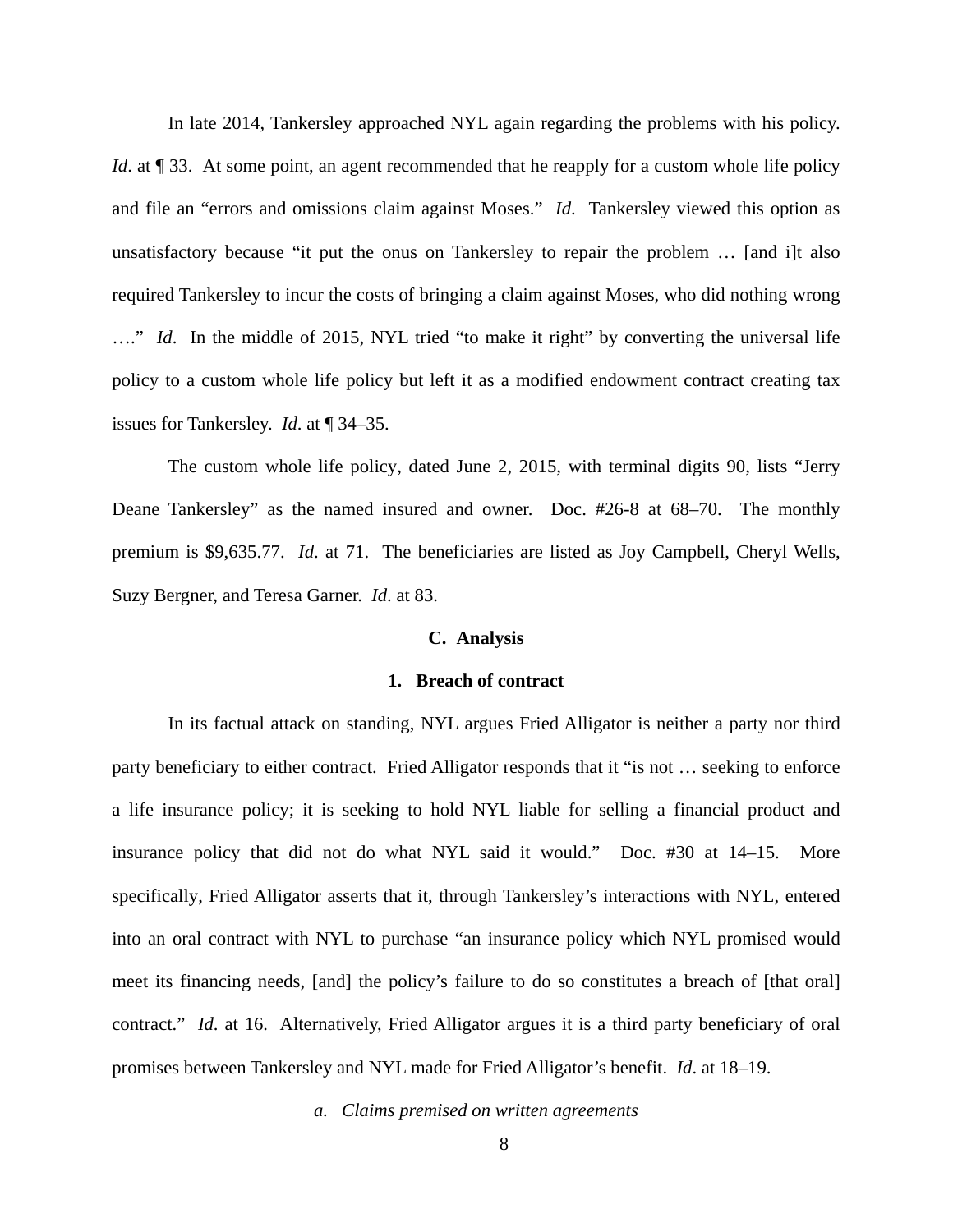In late 2014, Tankersley approached NYL again regarding the problems with his policy. *Id*. at ¶ 33. At some point, an agent recommended that he reapply for a custom whole life policy and file an "errors and omissions claim against Moses." *Id*. Tankersley viewed this option as unsatisfactory because "it put the onus on Tankersley to repair the problem … [and i]t also required Tankersley to incur the costs of bringing a claim against Moses, who did nothing wrong …." *Id*. In the middle of 2015, NYL tried "to make it right" by converting the universal life policy to a custom whole life policy but left it as a modified endowment contract creating tax issues for Tankersley. *Id*. at ¶ 34–35.

The custom whole life policy, dated June 2, 2015, with terminal digits 90, lists "Jerry Deane Tankersley" as the named insured and owner. Doc. #26-8 at 68–70. The monthly premium is $9,635.77. *Id*. at 71. The beneficiaries are listed as Joy Campbell, Cheryl Wells, Suzy Bergner, and Teresa Garner. *Id*. at 83.

### C. Analysis

#### 1. Breach of contract

In its factual attack on standing, NYL argues Fried Alligator is neither a party nor third party beneficiary to either contract. Fried Alligator responds that it "is not … seeking to enforce a life insurance policy; it is seeking to hold NYL liable for selling a financial product and insurance policy that did not do what NYL said it would." Doc. #30 at 14–15. More specifically, Fried Alligator asserts that it, through Tankersley's interactions with NYL, entered into an oral contract with NYL to purchase "an insurance policy which NYL promised would meet its financing needs, [and] the policy's failure to do so constitutes a breach of [that oral] contract." *Id*. at 16. Alternatively, Fried Alligator argues it is a third party beneficiary of oral promises between Tankersley and NYL made for Fried Alligator's benefit. *Id*. at 18–19.

##### *a. Claims premised on written agreements*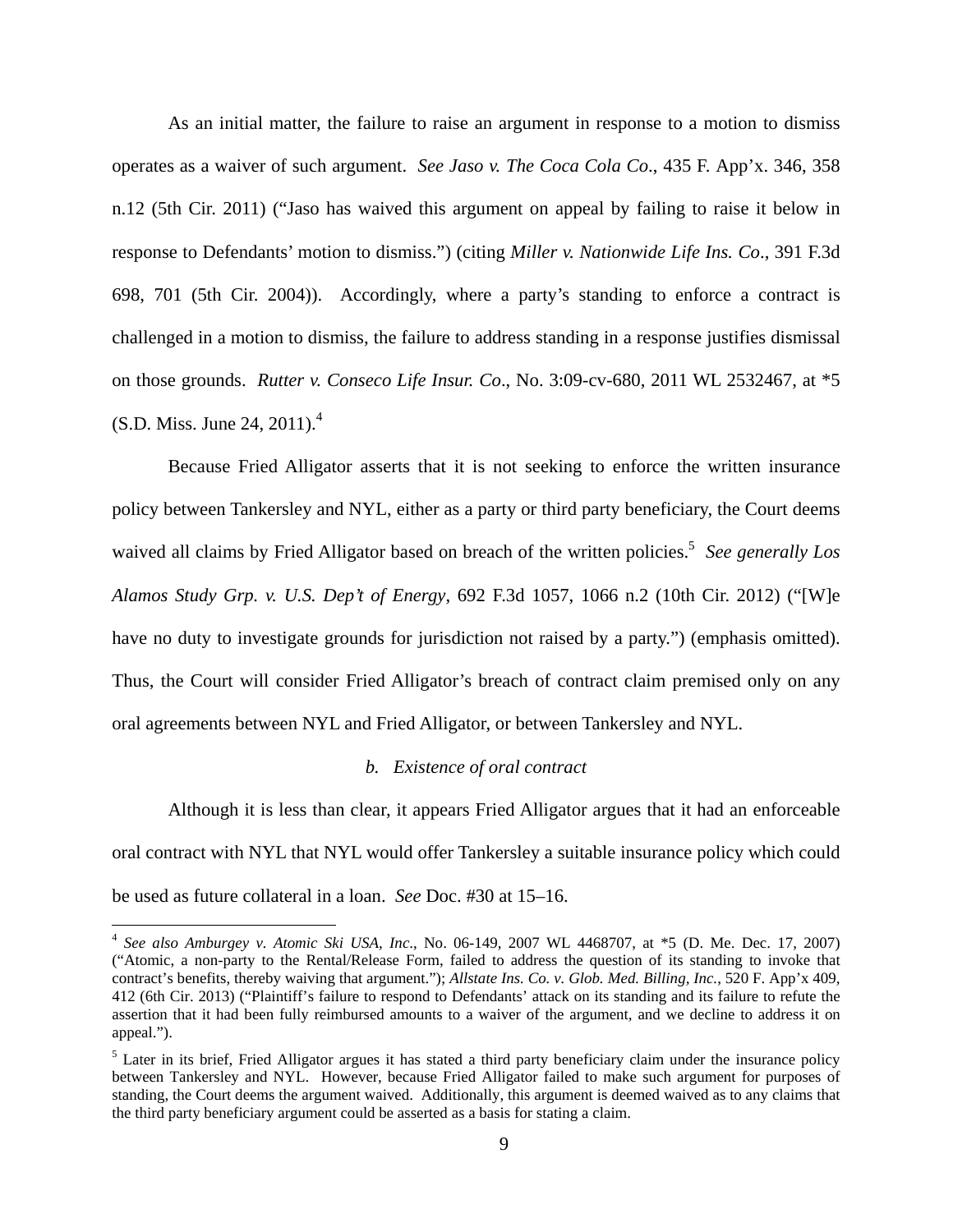As an initial matter, the failure to raise an argument in response to a motion to dismiss operates as a waiver of such argument. *See Jaso v. The Coca Cola Co*., 435 F. App'x. 346, 358 n.12 (5th Cir. 2011) ("Jaso has waived this argument on appeal by failing to raise it below in response to Defendants' motion to dismiss.") (citing *Miller v. Nationwide Life Ins. Co*., 391 F.3d 698, 701 (5th Cir. 2004)). Accordingly, where a party's standing to enforce a contract is challenged in a motion to dismiss, the failure to address standing in a response justifies dismissal on those grounds. *Rutter v. Conseco Life Insur. Co*., No. 3:09-cv-680, 2011 WL 2532467, at *5 (S.D. Miss. June 24, 2011).[4]

Because Fried Alligator asserts that it is not seeking to enforce the written insurance policy between Tankersley and NYL, either as a party or third party beneficiary, the Court deems waived all claims by Fried Alligator based on breach of the written policies.[5] *See generally Los Alamos Study Grp. v. U.S. Dep't of Energy*, 692 F.3d 1057, 1066 n.2 (10th Cir. 2012) ("[W]e have no duty to investigate grounds for jurisdiction not raised by a party.") (emphasis omitted). Thus, the Court will consider Fried Alligator's breach of contract claim premised only on any oral agreements between NYL and Fried Alligator, or between Tankersley and NYL.

*b. Existence of oral contract*

Although it is less than clear, it appears Fried Alligator argues that it had an enforceable oral contract with NYL that NYL would offer Tankersley a suitable insurance policy which could be used as future collateral in a loan. *See* Doc. #30 at 15–16.

---

[4] *See also Amburgey v. Atomic Ski USA, Inc*., No. 06-149, 2007 WL 4468707, at *5 (D. Me. Dec. 17, 2007) ("Atomic, a non-party to the Rental/Release Form, failed to address the question of its standing to invoke that contract's benefits, thereby waiving that argument."); *Allstate Ins. Co. v. Glob. Med. Billing, Inc.*, 520 F. App'x 409, 412 (6th Cir. 2013) ("Plaintiff's failure to respond to Defendants' attack on its standing and its failure to refute the assertion that it had been fully reimbursed amounts to a waiver of the argument, and we decline to address it on appeal.").

[5] Later in its brief, Fried Alligator argues it has stated a third party beneficiary claim under the insurance policy between Tankersley and NYL. However, because Fried Alligator failed to make such argument for purposes of standing, the Court deems the argument waived. Additionally, this argument is deemed waived as to any claims that the third party beneficiary argument could be asserted as a basis for stating a claim.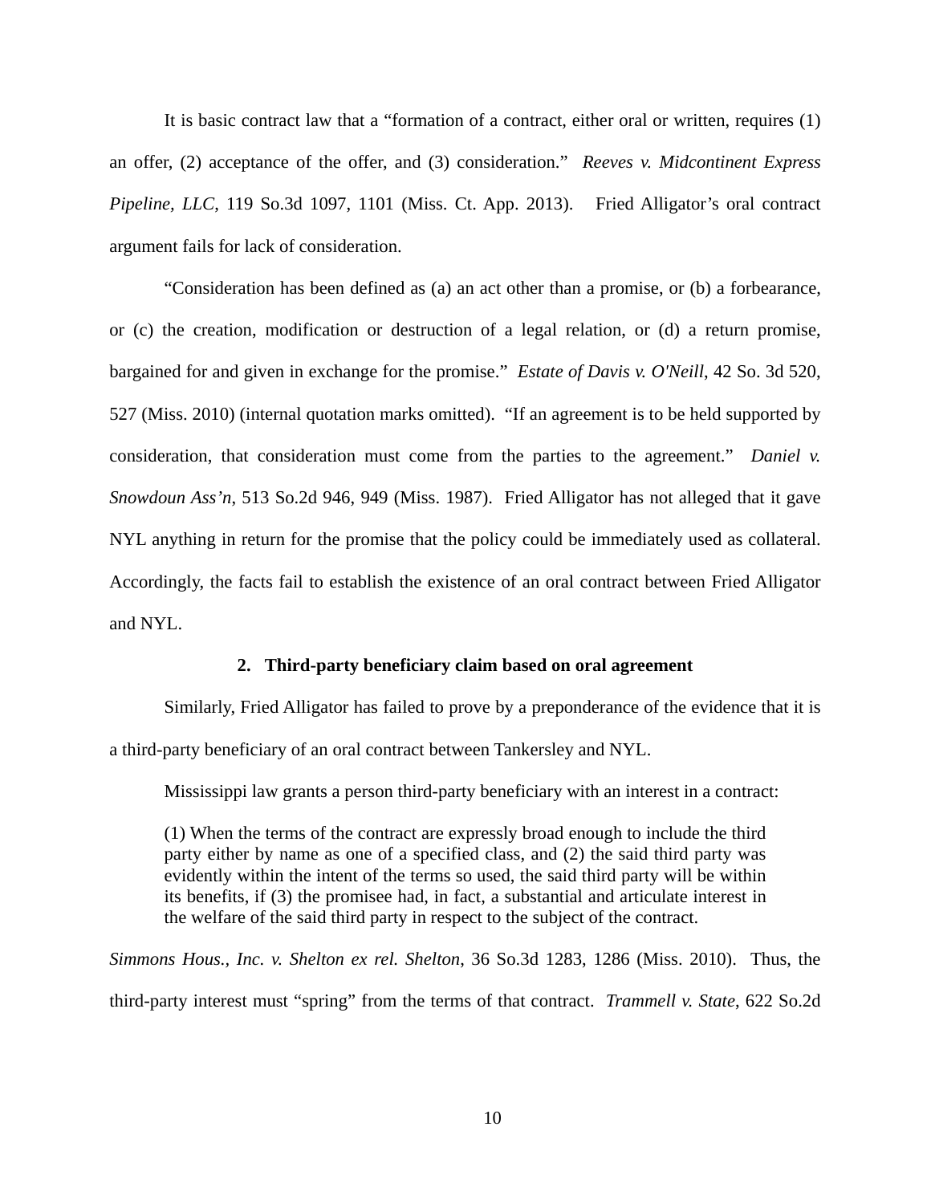It is basic contract law that a “formation of a contract, either oral or written, requires (1) an offer, (2) acceptance of the offer, and (3) consideration.” *Reeves v. Midcontinent Express Pipeline, LLC*, 119 So.3d 1097, 1101 (Miss. Ct. App. 2013). Fried Alligator’s oral contract argument fails for lack of consideration.

“Consideration has been defined as (a) an act other than a promise, or (b) a forbearance, or (c) the creation, modification or destruction of a legal relation, or (d) a return promise, bargained for and given in exchange for the promise.” *Estate of Davis v. O'Neill*, 42 So. 3d 520, 527 (Miss. 2010) (internal quotation marks omitted). “If an agreement is to be held supported by consideration, that consideration must come from the parties to the agreement.” *Daniel v. Snowdoun Ass’n*, 513 So.2d 946, 949 (Miss. 1987). Fried Alligator has not alleged that it gave NYL anything in return for the promise that the policy could be immediately used as collateral. Accordingly, the facts fail to establish the existence of an oral contract between Fried Alligator and NYL.

**2. Third-party beneficiary claim based on oral agreement**

Similarly, Fried Alligator has failed to prove by a preponderance of the evidence that it is a third-party beneficiary of an oral contract between Tankersley and NYL.

Mississippi law grants a person third-party beneficiary with an interest in a contract:

> (1) When the terms of the contract are expressly broad enough to include the third party either by name as one of a specified class, and (2) the said third party was evidently within the intent of the terms so used, the said third party will be within its benefits, if (3) the promisee had, in fact, a substantial and articulate interest in the welfare of the said third party in respect to the subject of the contract.

*Simmons Hous., Inc. v. Shelton ex rel. Shelton*, 36 So.3d 1283, 1286 (Miss. 2010). Thus, the third-party interest must “spring” from the terms of that contract. *Trammell v. State*, 622 So.2d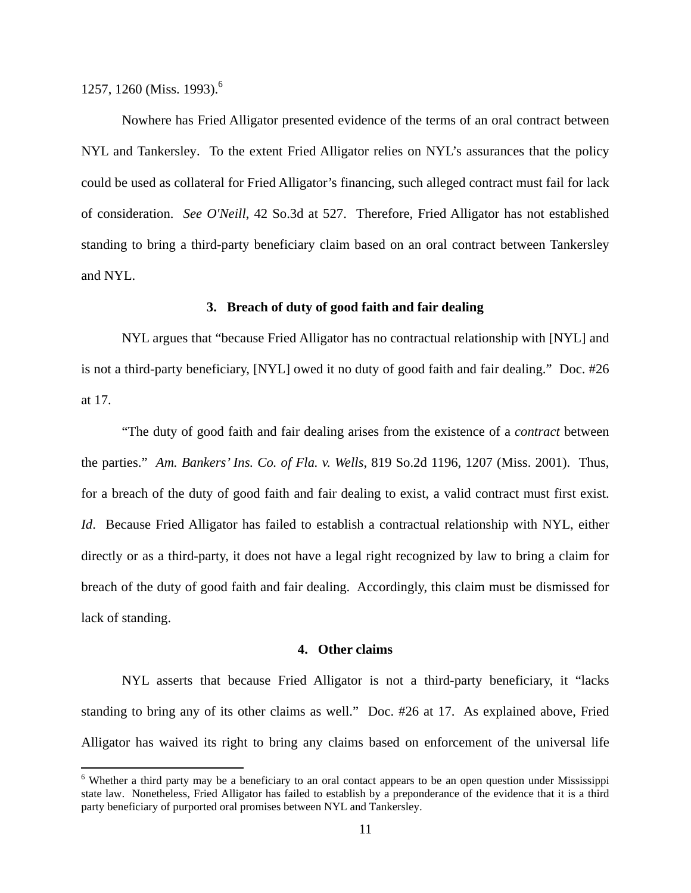1257, 1260 (Miss. 1993).[6]

Nowhere has Fried Alligator presented evidence of the terms of an oral contract between NYL and Tankersley. To the extent Fried Alligator relies on NYL's assurances that the policy could be used as collateral for Fried Alligator's financing, such alleged contract must fail for lack of consideration. *See O'Neill*, 42 So.3d at 527. Therefore, Fried Alligator has not established standing to bring a third-party beneficiary claim based on an oral contract between Tankersley and NYL.

**3. Breach of duty of good faith and fair dealing**

NYL argues that "because Fried Alligator has no contractual relationship with [NYL] and is not a third-party beneficiary, [NYL] owed it no duty of good faith and fair dealing." Doc. #26 at 17.

"The duty of good faith and fair dealing arises from the existence of a *contract* between the parties." *Am. Bankers' Ins. Co. of Fla. v. Wells*, 819 So.2d 1196, 1207 (Miss. 2001). Thus, for a breach of the duty of good faith and fair dealing to exist, a valid contract must first exist. *Id*. Because Fried Alligator has failed to establish a contractual relationship with NYL, either directly or as a third-party, it does not have a legal right recognized by law to bring a claim for breach of the duty of good faith and fair dealing. Accordingly, this claim must be dismissed for lack of standing.

**4. Other claims**

NYL asserts that because Fried Alligator is not a third-party beneficiary, it "lacks standing to bring any of its other claims as well." Doc. #26 at 17. As explained above, Fried Alligator has waived its right to bring any claims based on enforcement of the universal life

[6] Whether a third party may be a beneficiary to an oral contact appears to be an open question under Mississippi state law. Nonetheless, Fried Alligator has failed to establish by a preponderance of the evidence that it is a third party beneficiary of purported oral promises between NYL and Tankersley.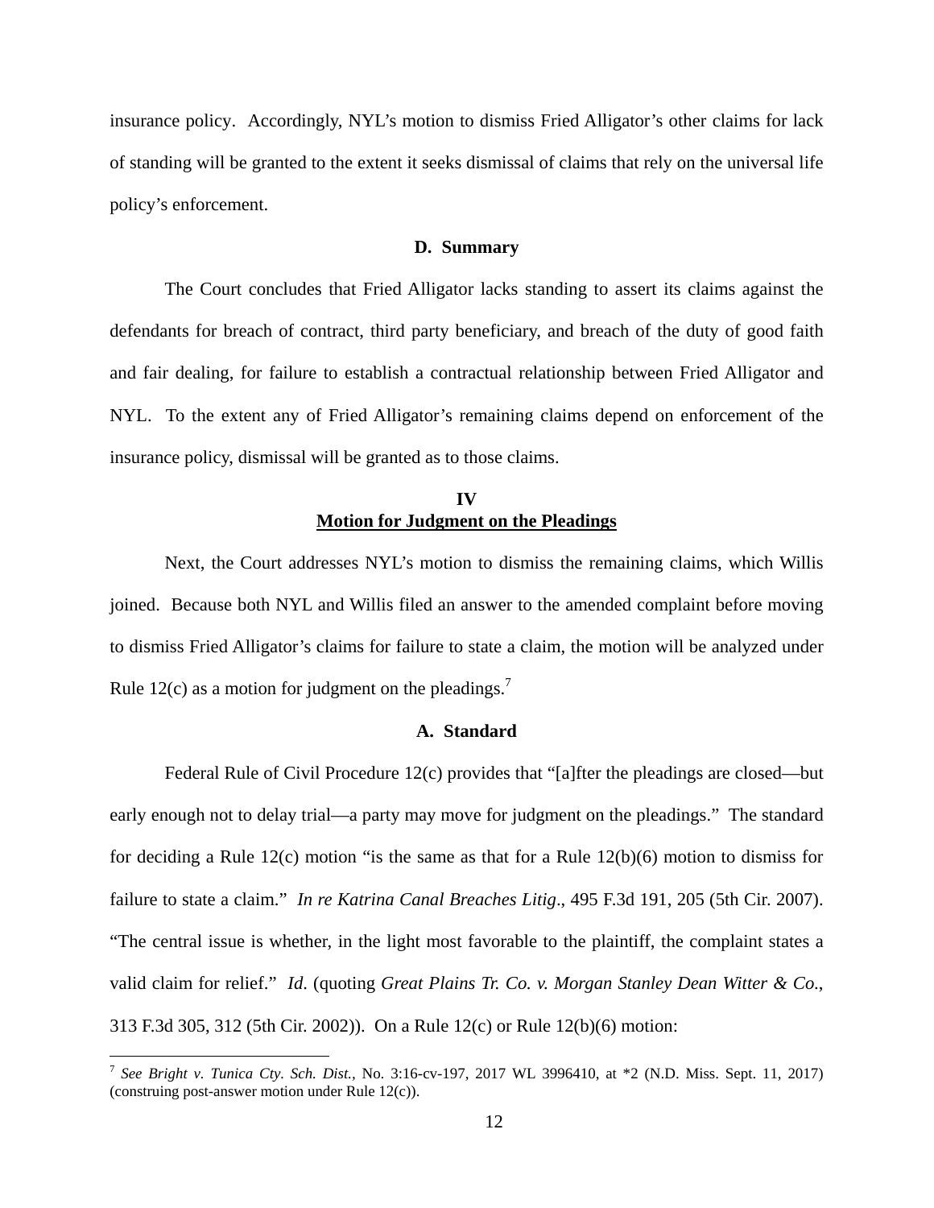insurance policy. Accordingly, NYL's motion to dismiss Fried Alligator's other claims for lack of standing will be granted to the extent it seeks dismissal of claims that rely on the universal life policy's enforcement.

### D. Summary

The Court concludes that Fried Alligator lacks standing to assert its claims against the defendants for breach of contract, third party beneficiary, and breach of the duty of good faith and fair dealing, for failure to establish a contractual relationship between Fried Alligator and NYL. To the extent any of Fried Alligator's remaining claims depend on enforcement of the insurance policy, dismissal will be granted as to those claims.

## IV
## Motion for Judgment on the Pleadings

Next, the Court addresses NYL's motion to dismiss the remaining claims, which Willis joined. Because both NYL and Willis filed an answer to the amended complaint before moving to dismiss Fried Alligator's claims for failure to state a claim, the motion will be analyzed under Rule 12(c) as a motion for judgment on the pleadings.[7]

### A. Standard

Federal Rule of Civil Procedure 12(c) provides that "[a]fter the pleadings are closed—but early enough not to delay trial—a party may move for judgment on the pleadings." The standard for deciding a Rule 12(c) motion "is the same as that for a Rule 12(b)(6) motion to dismiss for failure to state a claim." *In re Katrina Canal Breaches Litig*., 495 F.3d 191, 205 (5th Cir. 2007). "The central issue is whether, in the light most favorable to the plaintiff, the complaint states a valid claim for relief." *Id*. (quoting *Great Plains Tr. Co. v. Morgan Stanley Dean Witter & Co*., 313 F.3d 305, 312 (5th Cir. 2002)). On a Rule 12(c) or Rule 12(b)(6) motion:

---

[7] *See Bright v. Tunica Cty. Sch. Dist.*, No. 3:16-cv-197, 2017 WL 3996410, at *2 (N.D. Miss. Sept. 11, 2017) (construing post-answer motion under Rule 12(c)).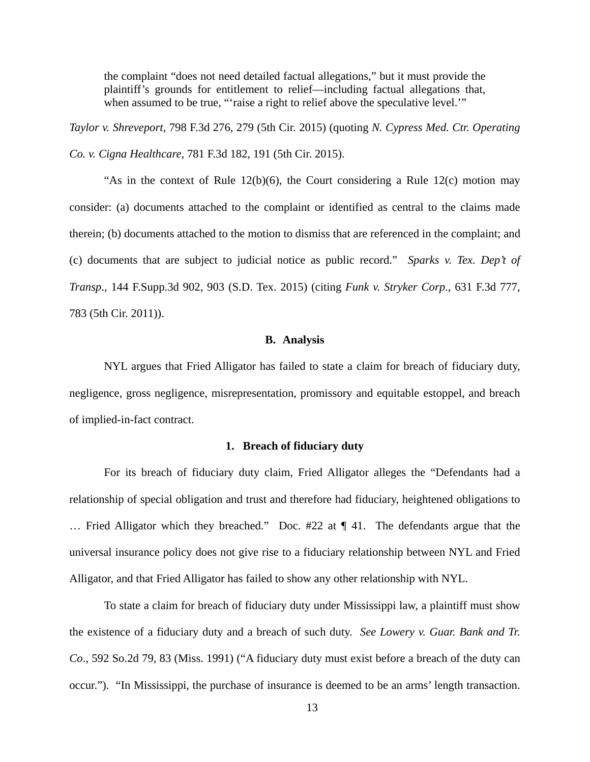> the complaint "does not need detailed factual allegations," but it must provide the plaintiff's grounds for entitlement to relief—including factual allegations that, when assumed to be true, "'raise a right to relief above the speculative level.'"

*Taylor v. Shreveport*, 798 F.3d 276, 279 (5th Cir. 2015) (quoting *N. Cypress Med. Ctr. Operating Co. v. Cigna Healthcare*, 781 F.3d 182, 191 (5th Cir. 2015).

"As in the context of Rule 12(b)(6), the Court considering a Rule 12(c) motion may consider: (a) documents attached to the complaint or identified as central to the claims made therein; (b) documents attached to the motion to dismiss that are referenced in the complaint; and (c) documents that are subject to judicial notice as public record." *Sparks v. Tex. Dep't of Transp*., 144 F.Supp.3d 902, 903 (S.D. Tex. 2015) (citing *Funk v. Stryker Corp*., 631 F.3d 777, 783 (5th Cir. 2011)).

**B. Analysis**

NYL argues that Fried Alligator has failed to state a claim for breach of fiduciary duty, negligence, gross negligence, misrepresentation, promissory and equitable estoppel, and breach of implied-in-fact contract.

**1. Breach of fiduciary duty**

For its breach of fiduciary duty claim, Fried Alligator alleges the "Defendants had a relationship of special obligation and trust and therefore had fiduciary, heightened obligations to … Fried Alligator which they breached." Doc. #22 at ¶ 41. The defendants argue that the universal insurance policy does not give rise to a fiduciary relationship between NYL and Fried Alligator, and that Fried Alligator has failed to show any other relationship with NYL.

To state a claim for breach of fiduciary duty under Mississippi law, a plaintiff must show the existence of a fiduciary duty and a breach of such duty. *See Lowery v. Guar. Bank and Tr. Co*., 592 So.2d 79, 83 (Miss. 1991) ("A fiduciary duty must exist before a breach of the duty can occur."). "In Mississippi, the purchase of insurance is deemed to be an arms' length transaction.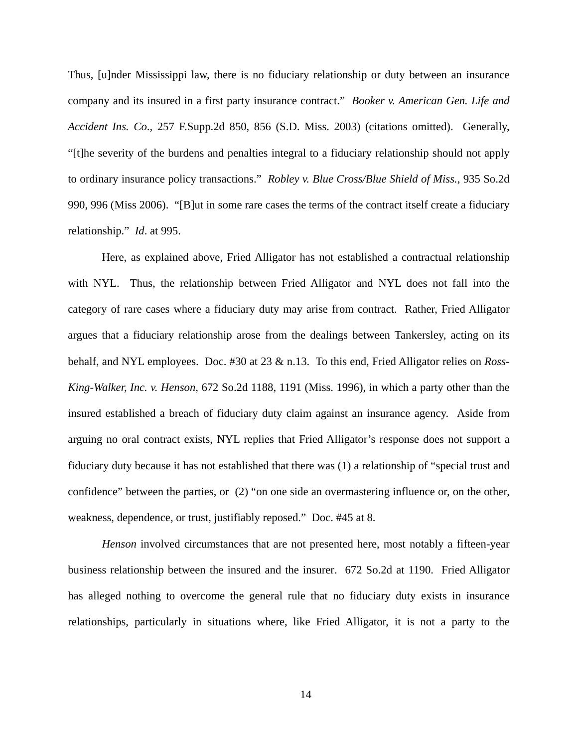Thus, [u]nder Mississippi law, there is no fiduciary relationship or duty between an insurance company and its insured in a first party insurance contract." *Booker v. American Gen. Life and Accident Ins. Co*., 257 F.Supp.2d 850, 856 (S.D. Miss. 2003) (citations omitted). Generally, "[t]he severity of the burdens and penalties integral to a fiduciary relationship should not apply to ordinary insurance policy transactions." *Robley v. Blue Cross/Blue Shield of Miss.*, 935 So.2d 990, 996 (Miss 2006). "[B]ut in some rare cases the terms of the contract itself create a fiduciary relationship." *Id*. at 995.

Here, as explained above, Fried Alligator has not established a contractual relationship with NYL. Thus, the relationship between Fried Alligator and NYL does not fall into the category of rare cases where a fiduciary duty may arise from contract. Rather, Fried Alligator argues that a fiduciary relationship arose from the dealings between Tankersley, acting on its behalf, and NYL employees. Doc. #30 at 23 & n.13. To this end, Fried Alligator relies on *Ross-King-Walker, Inc. v. Henson,* 672 So.2d 1188, 1191 (Miss. 1996), in which a party other than the insured established a breach of fiduciary duty claim against an insurance agency. Aside from arguing no oral contract exists, NYL replies that Fried Alligator's response does not support a fiduciary duty because it has not established that there was (1) a relationship of "special trust and confidence" between the parties, or (2) "on one side an overmastering influence or, on the other, weakness, dependence, or trust, justifiably reposed." Doc. #45 at 8.

*Henson* involved circumstances that are not presented here, most notably a fifteen-year business relationship between the insured and the insurer. 672 So.2d at 1190. Fried Alligator has alleged nothing to overcome the general rule that no fiduciary duty exists in insurance relationships, particularly in situations where, like Fried Alligator, it is not a party to the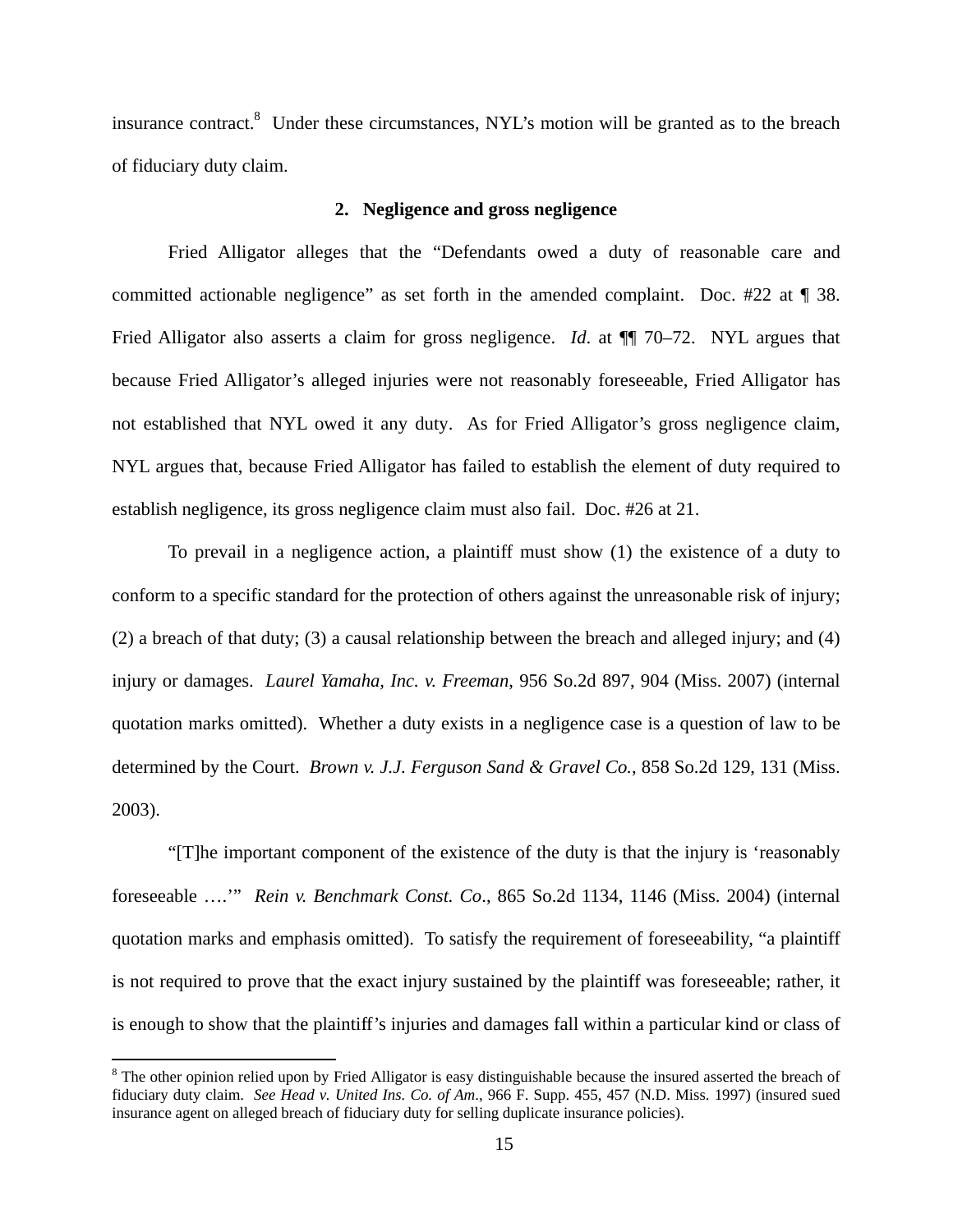insurance contract.[8] Under these circumstances, NYL's motion will be granted as to the breach of fiduciary duty claim.

### 2. Negligence and gross negligence

Fried Alligator alleges that the "Defendants owed a duty of reasonable care and committed actionable negligence" as set forth in the amended complaint. Doc. #22 at ¶ 38. Fried Alligator also asserts a claim for gross negligence. *Id.* at ¶¶ 70–72. NYL argues that because Fried Alligator's alleged injuries were not reasonably foreseeable, Fried Alligator has not established that NYL owed it any duty. As for Fried Alligator's gross negligence claim, NYL argues that, because Fried Alligator has failed to establish the element of duty required to establish negligence, its gross negligence claim must also fail. Doc. #26 at 21.

To prevail in a negligence action, a plaintiff must show (1) the existence of a duty to conform to a specific standard for the protection of others against the unreasonable risk of injury; (2) a breach of that duty; (3) a causal relationship between the breach and alleged injury; and (4) injury or damages. *Laurel Yamaha, Inc. v. Freeman*, 956 So.2d 897, 904 (Miss. 2007) (internal quotation marks omitted). Whether a duty exists in a negligence case is a question of law to be determined by the Court. *Brown v. J.J. Ferguson Sand & Gravel Co.*, 858 So.2d 129, 131 (Miss. 2003).

"[T]he important component of the existence of the duty is that the injury is 'reasonably foreseeable ….'" *Rein v. Benchmark Const. Co*., 865 So.2d 1134, 1146 (Miss. 2004) (internal quotation marks and emphasis omitted). To satisfy the requirement of foreseeability, "a plaintiff is not required to prove that the exact injury sustained by the plaintiff was foreseeable; rather, it is enough to show that the plaintiff's injuries and damages fall within a particular kind or class of

---

[8] The other opinion relied upon by Fried Alligator is easy distinguishable because the insured asserted the breach of fiduciary duty claim. *See Head v. United Ins. Co. of Am*., 966 F. Supp. 455, 457 (N.D. Miss. 1997) (insured sued insurance agent on alleged breach of fiduciary duty for selling duplicate insurance policies).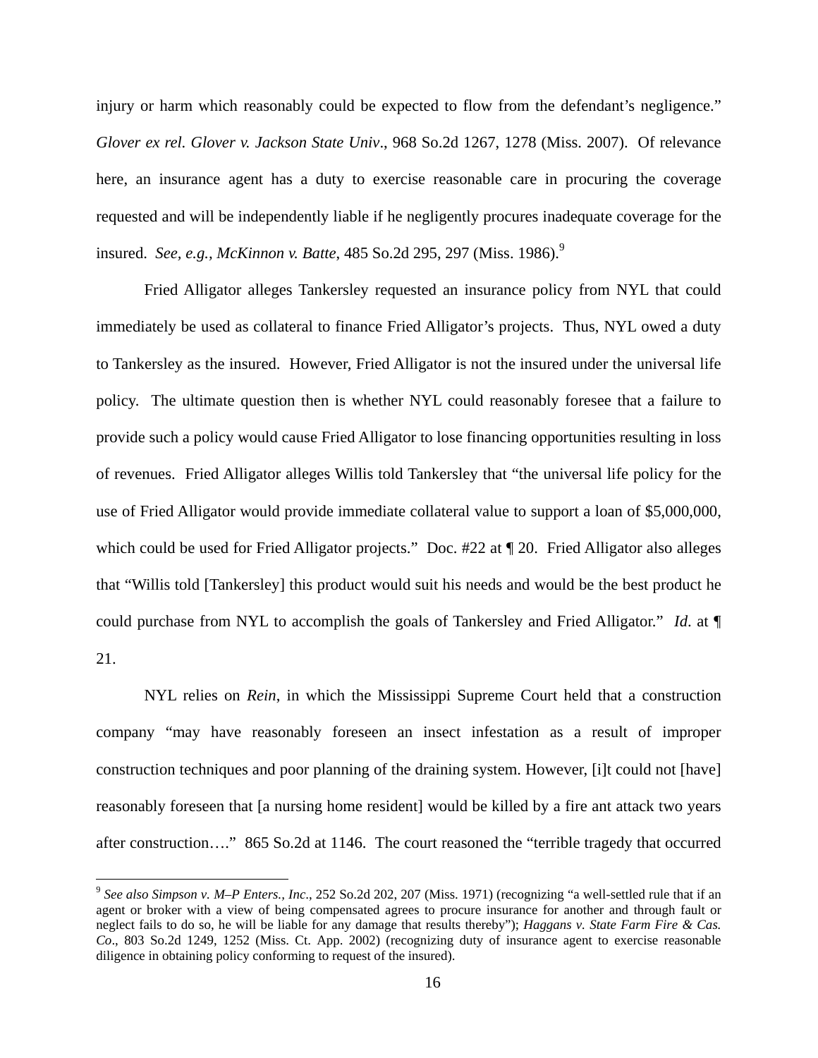injury or harm which reasonably could be expected to flow from the defendant's negligence." *Glover ex rel. Glover v. Jackson State Univ*., 968 So.2d 1267, 1278 (Miss. 2007). Of relevance here, an insurance agent has a duty to exercise reasonable care in procuring the coverage requested and will be independently liable if he negligently procures inadequate coverage for the insured. *See, e.g., McKinnon v. Batte*, 485 So.2d 295, 297 (Miss. 1986).[9]

Fried Alligator alleges Tankersley requested an insurance policy from NYL that could immediately be used as collateral to finance Fried Alligator's projects. Thus, NYL owed a duty to Tankersley as the insured. However, Fried Alligator is not the insured under the universal life policy. The ultimate question then is whether NYL could reasonably foresee that a failure to provide such a policy would cause Fried Alligator to lose financing opportunities resulting in loss of revenues. Fried Alligator alleges Willis told Tankersley that "the universal life policy for the use of Fried Alligator would provide immediate collateral value to support a loan of $5,000,000, which could be used for Fried Alligator projects." Doc. #22 at ¶ 20. Fried Alligator also alleges that "Willis told [Tankersley] this product would suit his needs and would be the best product he could purchase from NYL to accomplish the goals of Tankersley and Fried Alligator." *Id*. at ¶ 21.

NYL relies on *Rein*, in which the Mississippi Supreme Court held that a construction company "may have reasonably foreseen an insect infestation as a result of improper construction techniques and poor planning of the draining system. However, [i]t could not [have] reasonably foreseen that [a nursing home resident] would be killed by a fire ant attack two years after construction…." 865 So.2d at 1146. The court reasoned the "terrible tragedy that occurred

---

[9] *See also Simpson v. M–P Enters., Inc*., 252 So.2d 202, 207 (Miss. 1971) (recognizing "a well-settled rule that if an agent or broker with a view of being compensated agrees to procure insurance for another and through fault or neglect fails to do so, he will be liable for any damage that results thereby"); *Haggans v. State Farm Fire & Cas. Co*., 803 So.2d 1249, 1252 (Miss. Ct. App. 2002) (recognizing duty of insurance agent to exercise reasonable diligence in obtaining policy conforming to request of the insured).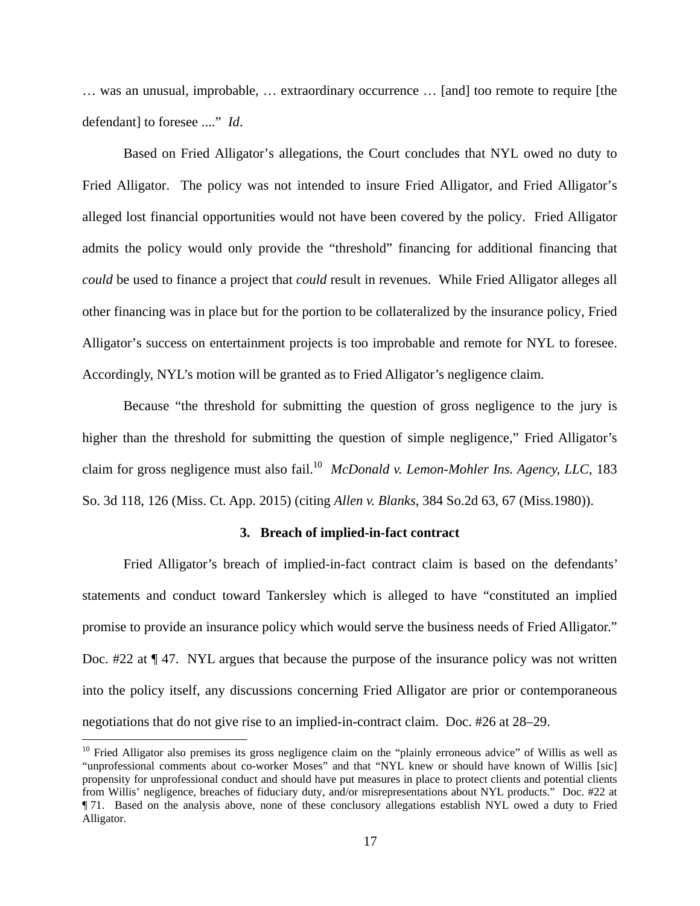… was an unusual, improbable, … extraordinary occurrence … [and] too remote to require [the defendant] to foresee ....” *Id*.

Based on Fried Alligator’s allegations, the Court concludes that NYL owed no duty to Fried Alligator. The policy was not intended to insure Fried Alligator, and Fried Alligator’s alleged lost financial opportunities would not have been covered by the policy. Fried Alligator admits the policy would only provide the “threshold” financing for additional financing that *could* be used to finance a project that *could* result in revenues. While Fried Alligator alleges all other financing was in place but for the portion to be collateralized by the insurance policy, Fried Alligator’s success on entertainment projects is too improbable and remote for NYL to foresee. Accordingly, NYL’s motion will be granted as to Fried Alligator’s negligence claim.

Because “the threshold for submitting the question of gross negligence to the jury is higher than the threshold for submitting the question of simple negligence,” Fried Alligator’s claim for gross negligence must also fail.[10] *McDonald v. Lemon-Mohler Ins. Agency, LLC*, 183 So. 3d 118, 126 (Miss. Ct. App. 2015) (citing *Allen v. Blanks*, 384 So.2d 63, 67 (Miss.1980)).

### 3. Breach of implied-in-fact contract

Fried Alligator’s breach of implied-in-fact contract claim is based on the defendants’ statements and conduct toward Tankersley which is alleged to have “constituted an implied promise to provide an insurance policy which would serve the business needs of Fried Alligator.” Doc. #22 at ¶ 47. NYL argues that because the purpose of the insurance policy was not written into the policy itself, any discussions concerning Fried Alligator are prior or contemporaneous negotiations that do not give rise to an implied-in-contract claim. Doc. #26 at 28–29.

---

[10] Fried Alligator also premises its gross negligence claim on the “plainly erroneous advice” of Willis as well as “unprofessional comments about co-worker Moses” and that “NYL knew or should have known of Willis [sic] propensity for unprofessional conduct and should have put measures in place to protect clients and potential clients from Willis’ negligence, breaches of fiduciary duty, and/or misrepresentations about NYL products.” Doc. #22 at ¶ 71. Based on the analysis above, none of these conclusory allegations establish NYL owed a duty to Fried Alligator.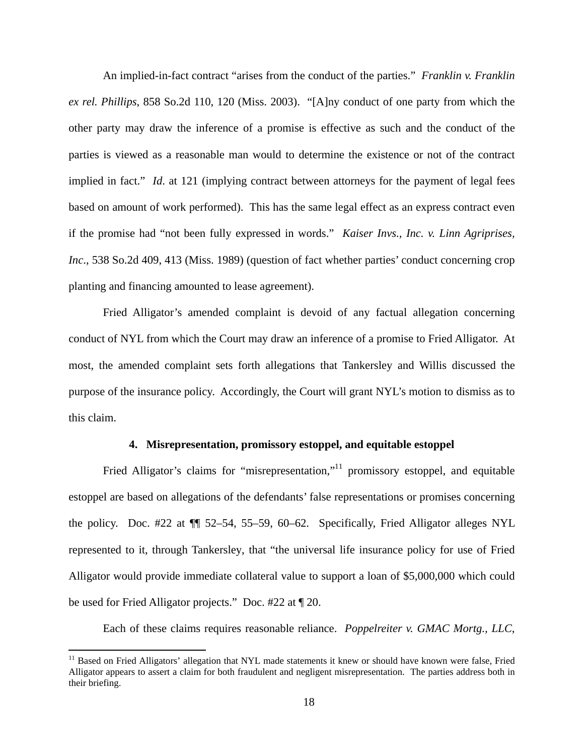An implied-in-fact contract "arises from the conduct of the parties." *Franklin v. Franklin ex rel. Phillips*, 858 So.2d 110, 120 (Miss. 2003). "[A]ny conduct of one party from which the other party may draw the inference of a promise is effective as such and the conduct of the parties is viewed as a reasonable man would to determine the existence or not of the contract implied in fact." *Id*. at 121 (implying contract between attorneys for the payment of legal fees based on amount of work performed). This has the same legal effect as an express contract even if the promise had "not been fully expressed in words." *Kaiser Invs., Inc. v. Linn Agriprises, Inc*., 538 So.2d 409, 413 (Miss. 1989) (question of fact whether parties' conduct concerning crop planting and financing amounted to lease agreement).

Fried Alligator's amended complaint is devoid of any factual allegation concerning conduct of NYL from which the Court may draw an inference of a promise to Fried Alligator. At most, the amended complaint sets forth allegations that Tankersley and Willis discussed the purpose of the insurance policy. Accordingly, the Court will grant NYL's motion to dismiss as to this claim.

#### 4. Misrepresentation, promissory estoppel, and equitable estoppel

Fried Alligator's claims for "misrepresentation,"[11] promissory estoppel, and equitable estoppel are based on allegations of the defendants' false representations or promises concerning the policy. Doc. #22 at ¶¶ 52–54, 55–59, 60–62. Specifically, Fried Alligator alleges NYL represented to it, through Tankersley, that "the universal life insurance policy for use of Fried Alligator would provide immediate collateral value to support a loan of $5,000,000 which could be used for Fried Alligator projects." Doc. #22 at ¶ 20.

Each of these claims requires reasonable reliance. *Poppelreiter v. GMAC Mortg., LLC*,

---

[11] Based on Fried Alligators' allegation that NYL made statements it knew or should have known were false, Fried Alligator appears to assert a claim for both fraudulent and negligent misrepresentation. The parties address both in their briefing.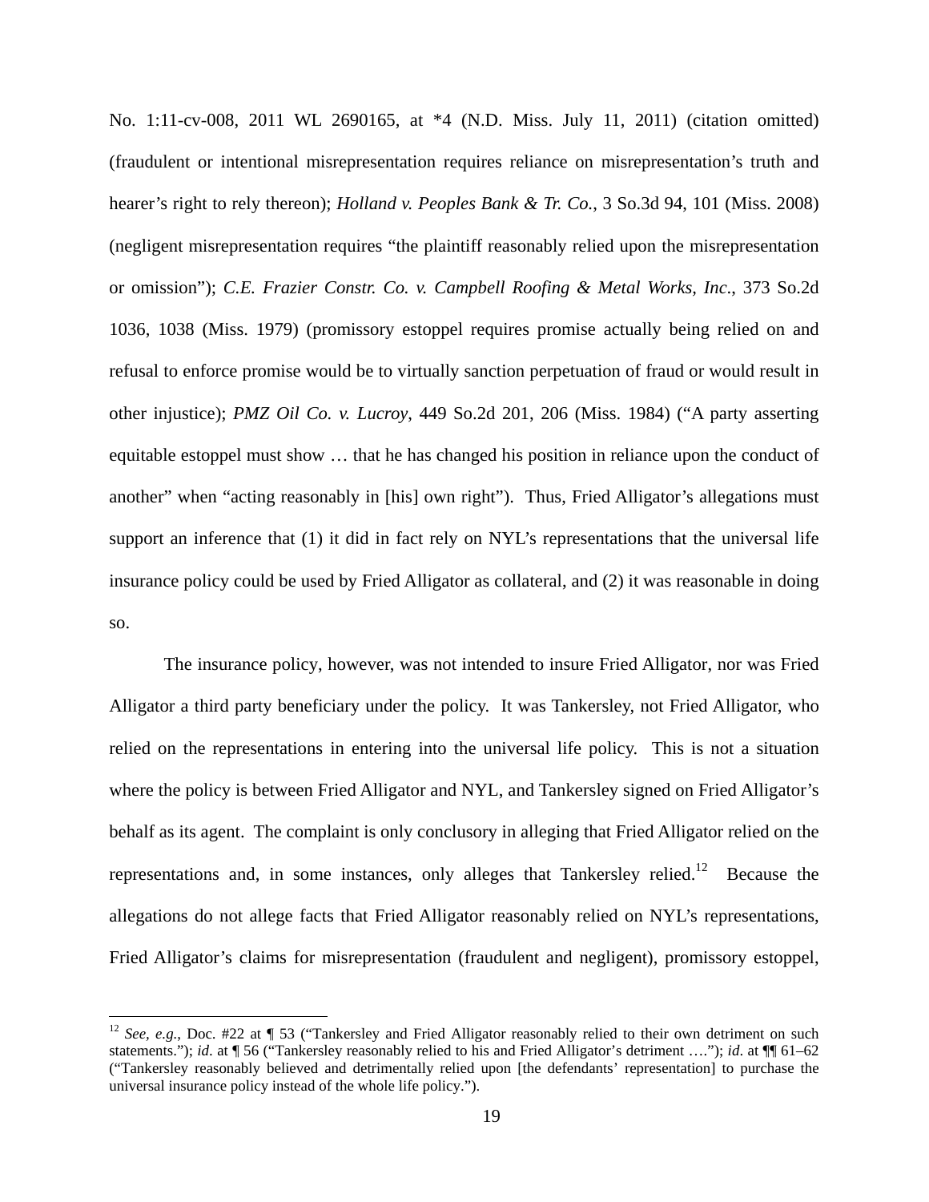No. 1:11-cv-008, 2011 WL 2690165, at *4 (N.D. Miss. July 11, 2011) (citation omitted) (fraudulent or intentional misrepresentation requires reliance on misrepresentation's truth and hearer's right to rely thereon); *Holland v. Peoples Bank & Tr. Co.*, 3 So.3d 94, 101 (Miss. 2008) (negligent misrepresentation requires "the plaintiff reasonably relied upon the misrepresentation or omission"); *C.E. Frazier Constr. Co. v. Campbell Roofing & Metal Works, Inc.*, 373 So.2d 1036, 1038 (Miss. 1979) (promissory estoppel requires promise actually being relied on and refusal to enforce promise would be to virtually sanction perpetuation of fraud or would result in other injustice); *PMZ Oil Co. v. Lucroy*, 449 So.2d 201, 206 (Miss. 1984) ("A party asserting equitable estoppel must show … that he has changed his position in reliance upon the conduct of another" when "acting reasonably in [his] own right"). Thus, Fried Alligator's allegations must support an inference that (1) it did in fact rely on NYL's representations that the universal life insurance policy could be used by Fried Alligator as collateral, and (2) it was reasonable in doing so.

The insurance policy, however, was not intended to insure Fried Alligator, nor was Fried Alligator a third party beneficiary under the policy. It was Tankersley, not Fried Alligator, who relied on the representations in entering into the universal life policy. This is not a situation where the policy is between Fried Alligator and NYL, and Tankersley signed on Fried Alligator's behalf as its agent. The complaint is only conclusory in alleging that Fried Alligator relied on the representations and, in some instances, only alleges that Tankersley relied.[12] Because the allegations do not allege facts that Fried Alligator reasonably relied on NYL's representations, Fried Alligator's claims for misrepresentation (fraudulent and negligent), promissory estoppel,

---

[12] *See, e.g.*, Doc. #22 at ¶ 53 ("Tankersley and Fried Alligator reasonably relied to their own detriment on such statements."); *id*. at ¶ 56 ("Tankersley reasonably relied to his and Fried Alligator's detriment …."); *id*. at ¶¶ 61–62 ("Tankersley reasonably believed and detrimentally relied upon [the defendants' representation] to purchase the universal insurance policy instead of the whole life policy.").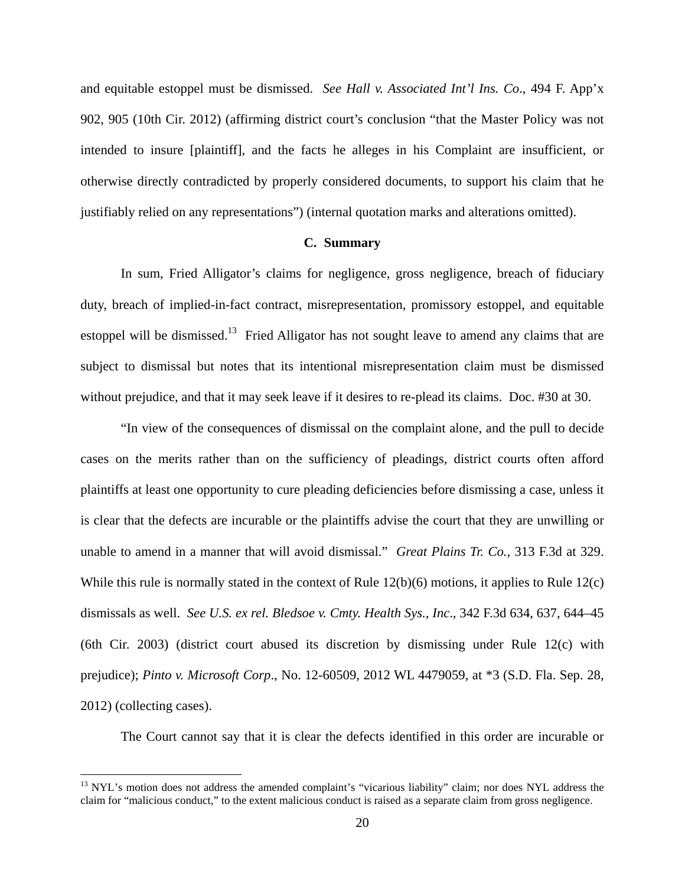and equitable estoppel must be dismissed. *See Hall v. Associated Int'l Ins. Co*., 494 F. App'x 902, 905 (10th Cir. 2012) (affirming district court's conclusion "that the Master Policy was not intended to insure [plaintiff], and the facts he alleges in his Complaint are insufficient, or otherwise directly contradicted by properly considered documents, to support his claim that he justifiably relied on any representations") (internal quotation marks and alterations omitted).

**C. Summary**

In sum, Fried Alligator's claims for negligence, gross negligence, breach of fiduciary duty, breach of implied-in-fact contract, misrepresentation, promissory estoppel, and equitable estoppel will be dismissed.[13] Fried Alligator has not sought leave to amend any claims that are subject to dismissal but notes that its intentional misrepresentation claim must be dismissed without prejudice, and that it may seek leave if it desires to re-plead its claims. Doc. #30 at 30.

"In view of the consequences of dismissal on the complaint alone, and the pull to decide cases on the merits rather than on the sufficiency of pleadings, district courts often afford plaintiffs at least one opportunity to cure pleading deficiencies before dismissing a case, unless it is clear that the defects are incurable or the plaintiffs advise the court that they are unwilling or unable to amend in a manner that will avoid dismissal." *Great Plains Tr. Co.*, 313 F.3d at 329. While this rule is normally stated in the context of Rule 12(b)(6) motions, it applies to Rule 12(c) dismissals as well. *See U.S. ex rel. Bledsoe v. Cmty. Health Sys., Inc*., 342 F.3d 634, 637, 644–45 (6th Cir. 2003) (district court abused its discretion by dismissing under Rule 12(c) with prejudice); *Pinto v. Microsoft Corp*., No. 12-60509, 2012 WL 4479059, at *3 (S.D. Fla. Sep. 28, 2012) (collecting cases).

The Court cannot say that it is clear the defects identified in this order are incurable or

[13] NYL's motion does not address the amended complaint's "vicarious liability" claim; nor does NYL address the claim for "malicious conduct," to the extent malicious conduct is raised as a separate claim from gross negligence.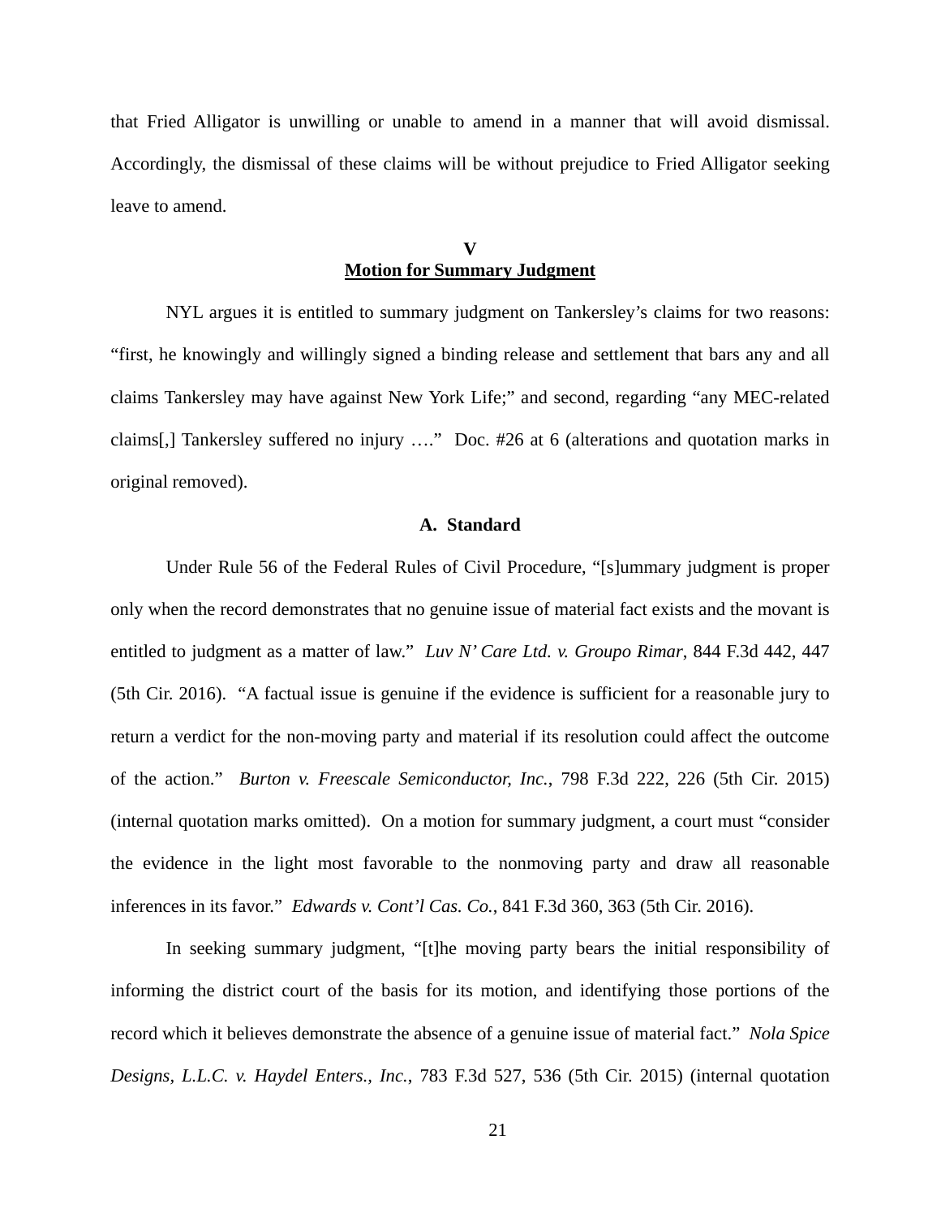that Fried Alligator is unwilling or unable to amend in a manner that will avoid dismissal. Accordingly, the dismissal of these claims will be without prejudice to Fried Alligator seeking leave to amend.

## V
## Motion for Summary Judgment

NYL argues it is entitled to summary judgment on Tankersley's claims for two reasons: "first, he knowingly and willingly signed a binding release and settlement that bars any and all claims Tankersley may have against New York Life;" and second, regarding "any MEC-related claims[,] Tankersley suffered no injury …." Doc. #26 at 6 (alterations and quotation marks in original removed).

### A. Standard

Under Rule 56 of the Federal Rules of Civil Procedure, "[s]ummary judgment is proper only when the record demonstrates that no genuine issue of material fact exists and the movant is entitled to judgment as a matter of law." *Luv N' Care Ltd. v. Groupo Rimar*, 844 F.3d 442, 447 (5th Cir. 2016). "A factual issue is genuine if the evidence is sufficient for a reasonable jury to return a verdict for the non-moving party and material if its resolution could affect the outcome of the action." *Burton v. Freescale Semiconductor, Inc.*, 798 F.3d 222, 226 (5th Cir. 2015) (internal quotation marks omitted). On a motion for summary judgment, a court must "consider the evidence in the light most favorable to the nonmoving party and draw all reasonable inferences in its favor." *Edwards v. Cont'l Cas. Co.*, 841 F.3d 360, 363 (5th Cir. 2016).

In seeking summary judgment, "[t]he moving party bears the initial responsibility of informing the district court of the basis for its motion, and identifying those portions of the record which it believes demonstrate the absence of a genuine issue of material fact." *Nola Spice Designs, L.L.C. v. Haydel Enters., Inc.*, 783 F.3d 527, 536 (5th Cir. 2015) (internal quotation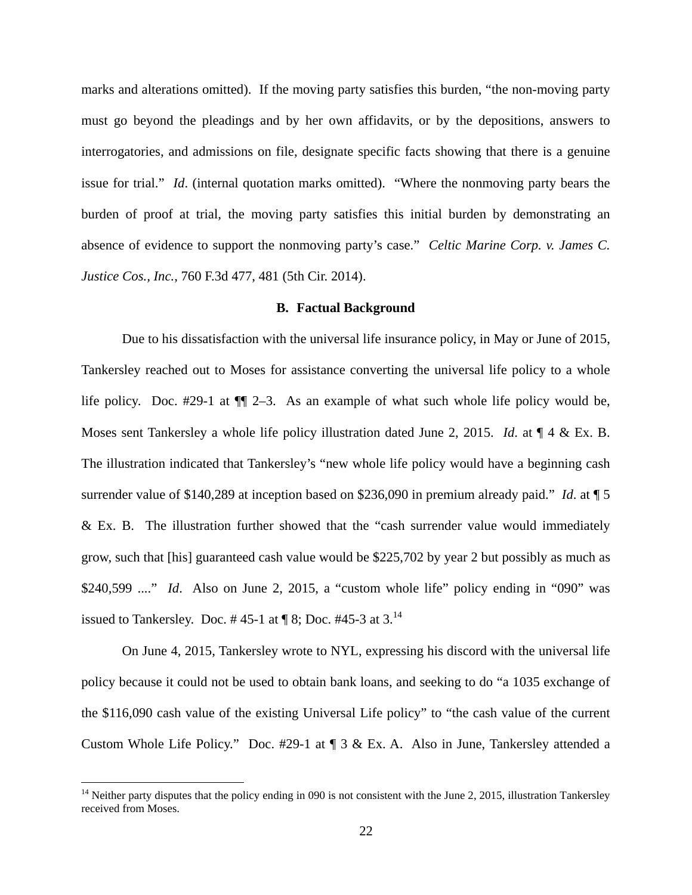marks and alterations omitted). If the moving party satisfies this burden, "the non-moving party must go beyond the pleadings and by her own affidavits, or by the depositions, answers to interrogatories, and admissions on file, designate specific facts showing that there is a genuine issue for trial." *Id*. (internal quotation marks omitted). "Where the nonmoving party bears the burden of proof at trial, the moving party satisfies this initial burden by demonstrating an absence of evidence to support the nonmoving party's case." *Celtic Marine Corp. v. James C. Justice Cos., Inc.*, 760 F.3d 477, 481 (5th Cir. 2014).

### B. Factual Background

Due to his dissatisfaction with the universal life insurance policy, in May or June of 2015, Tankersley reached out to Moses for assistance converting the universal life policy to a whole life policy. Doc. #29-1 at ¶¶ 2–3. As an example of what such whole life policy would be, Moses sent Tankersley a whole life policy illustration dated June 2, 2015. *Id*. at ¶ 4 & Ex. B. The illustration indicated that Tankersley's "new whole life policy would have a beginning cash surrender value of $140,289 at inception based on $236,090 in premium already paid." *Id*. at ¶ 5 & Ex. B. The illustration further showed that the "cash surrender value would immediately grow, such that [his] guaranteed cash value would be $225,702 by year 2 but possibly as much as $240,599 ...." *Id*. Also on June 2, 2015, a "custom whole life" policy ending in "090" was issued to Tankersley. Doc. # 45-1 at ¶ 8; Doc. #45-3 at 3.[14]

On June 4, 2015, Tankersley wrote to NYL, expressing his discord with the universal life policy because it could not be used to obtain bank loans, and seeking to do "a 1035 exchange of the $116,090 cash value of the existing Universal Life policy" to "the cash value of the current Custom Whole Life Policy." Doc. #29-1 at ¶ 3 & Ex. A. Also in June, Tankersley attended a

[14] Neither party disputes that the policy ending in 090 is not consistent with the June 2, 2015, illustration Tankersley received from Moses.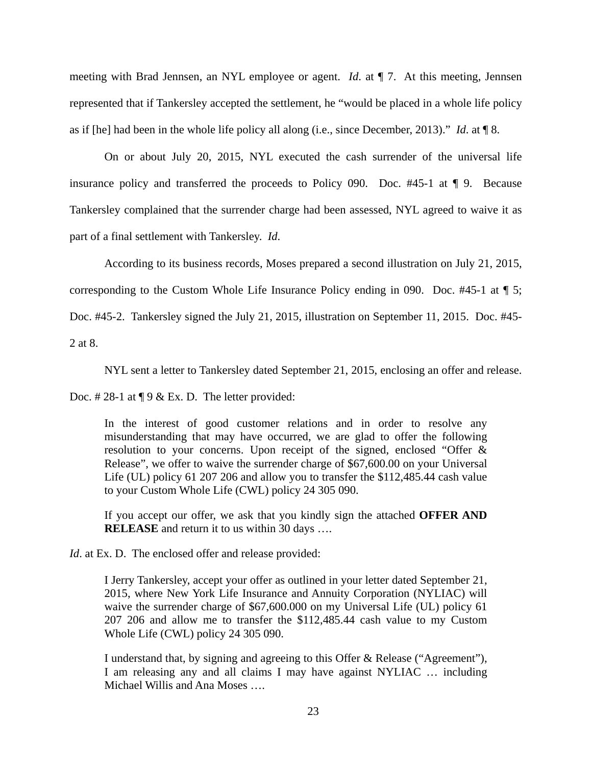meeting with Brad Jennsen, an NYL employee or agent. *Id.* at ¶ 7. At this meeting, Jennsen represented that if Tankersley accepted the settlement, he "would be placed in a whole life policy as if [he] had been in the whole life policy all along (i.e., since December, 2013)." *Id.* at ¶ 8.

On or about July 20, 2015, NYL executed the cash surrender of the universal life insurance policy and transferred the proceeds to Policy 090. Doc. #45-1 at ¶ 9. Because Tankersley complained that the surrender charge had been assessed, NYL agreed to waive it as part of a final settlement with Tankersley. *Id.*

According to its business records, Moses prepared a second illustration on July 21, 2015, corresponding to the Custom Whole Life Insurance Policy ending in 090. Doc. #45-1 at ¶ 5; Doc. #45-2. Tankersley signed the July 21, 2015, illustration on September 11, 2015. Doc. #45-2 at 8.

NYL sent a letter to Tankersley dated September 21, 2015, enclosing an offer and release. Doc. # 28-1 at ¶ 9 & Ex. D. The letter provided:

> In the interest of good customer relations and in order to resolve any misunderstanding that may have occurred, we are glad to offer the following resolution to your concerns. Upon receipt of the signed, enclosed "Offer & Release", we offer to waive the surrender charge of $67,600.00 on your Universal Life (UL) policy 61 207 206 and allow you to transfer the $112,485.44 cash value to your Custom Whole Life (CWL) policy 24 305 090.
>
> If you accept our offer, we ask that you kindly sign the attached **OFFER AND RELEASE** and return it to us within 30 days ….

*Id.* at Ex. D. The enclosed offer and release provided:

> I Jerry Tankersley, accept your offer as outlined in your letter dated September 21, 2015, where New York Life Insurance and Annuity Corporation (NYLIAC) will waive the surrender charge of $67,600.000 on my Universal Life (UL) policy 61 207 206 and allow me to transfer the $112,485.44 cash value to my Custom Whole Life (CWL) policy 24 305 090.
>
> I understand that, by signing and agreeing to this Offer & Release ("Agreement"), I am releasing any and all claims I may have against NYLIAC … including Michael Willis and Ana Moses ….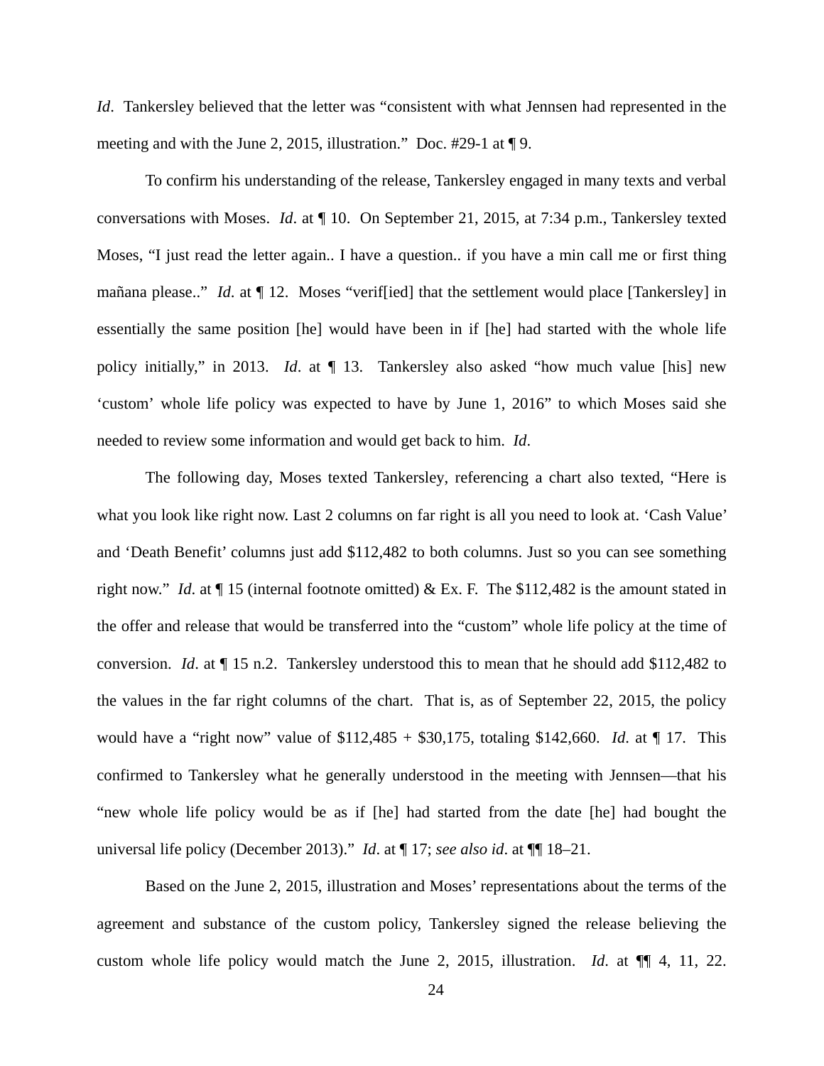*Id*. Tankersley believed that the letter was "consistent with what Jennsen had represented in the meeting and with the June 2, 2015, illustration." Doc. #29-1 at ¶ 9.

To confirm his understanding of the release, Tankersley engaged in many texts and verbal conversations with Moses. *Id*. at ¶ 10. On September 21, 2015, at 7:34 p.m., Tankersley texted Moses, "I just read the letter again.. I have a question.. if you have a min call me or first thing mañana please.." *Id*. at ¶ 12. Moses "verif[ied] that the settlement would place [Tankersley] in essentially the same position [he] would have been in if [he] had started with the whole life policy initially," in 2013. *Id*. at ¶ 13. Tankersley also asked "how much value [his] new 'custom' whole life policy was expected to have by June 1, 2016" to which Moses said she needed to review some information and would get back to him. *Id*.

The following day, Moses texted Tankersley, referencing a chart also texted, "Here is what you look like right now. Last 2 columns on far right is all you need to look at. 'Cash Value' and 'Death Benefit' columns just add $112,482 to both columns. Just so you can see something right now." *Id*. at ¶ 15 (internal footnote omitted) & Ex. F. The $112,482 is the amount stated in the offer and release that would be transferred into the "custom" whole life policy at the time of conversion. *Id*. at ¶ 15 n.2. Tankersley understood this to mean that he should add $112,482 to the values in the far right columns of the chart. That is, as of September 22, 2015, the policy would have a "right now" value of $112,485 + $30,175, totaling $142,660. *Id*. at ¶ 17. This confirmed to Tankersley what he generally understood in the meeting with Jennsen—that his "new whole life policy would be as if [he] had started from the date [he] had bought the universal life policy (December 2013)." *Id*. at ¶ 17; *see also id*. at ¶¶ 18–21.

Based on the June 2, 2015, illustration and Moses' representations about the terms of the agreement and substance of the custom policy, Tankersley signed the release believing the custom whole life policy would match the June 2, 2015, illustration. *Id*. at ¶¶ 4, 11, 22.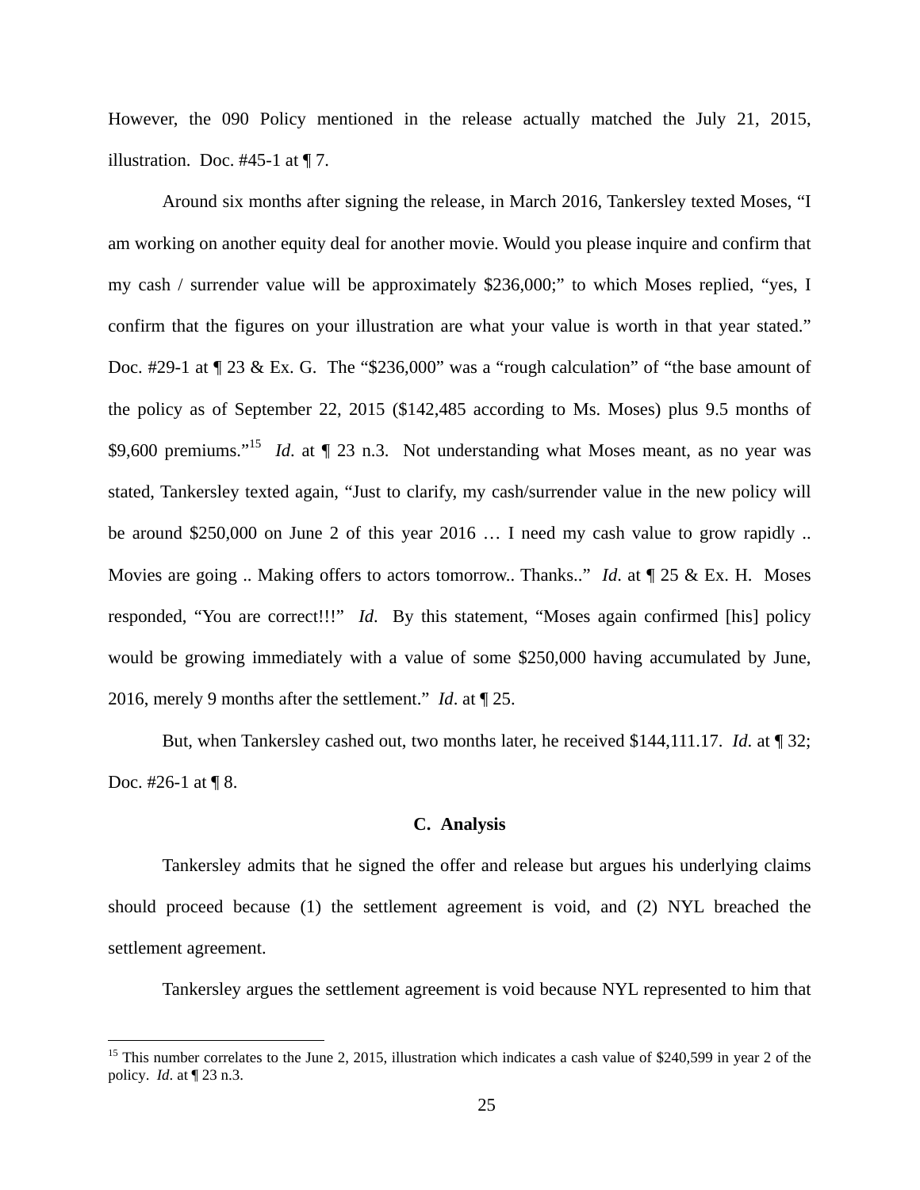However, the 090 Policy mentioned in the release actually matched the July 21, 2015, illustration. Doc. #45-1 at ¶ 7.

Around six months after signing the release, in March 2016, Tankersley texted Moses, "I am working on another equity deal for another movie. Would you please inquire and confirm that my cash / surrender value will be approximately $236,000;" to which Moses replied, "yes, I confirm that the figures on your illustration are what your value is worth in that year stated." Doc. #29-1 at ¶ 23 & Ex. G. The "$236,000" was a "rough calculation" of "the base amount of the policy as of September 22, 2015 ($142,485 according to Ms. Moses) plus 9.5 months of $9,600 premiums."[15] *Id.* at ¶ 23 n.3. Not understanding what Moses meant, as no year was stated, Tankersley texted again, "Just to clarify, my cash/surrender value in the new policy will be around $250,000 on June 2 of this year 2016 … I need my cash value to grow rapidly .. Movies are going .. Making offers to actors tomorrow.. Thanks.." *Id*. at ¶ 25 & Ex. H. Moses responded, "You are correct!!!" *Id*. By this statement, "Moses again confirmed [his] policy would be growing immediately with a value of some $250,000 having accumulated by June, 2016, merely 9 months after the settlement." *Id*. at ¶ 25.

But, when Tankersley cashed out, two months later, he received $144,111.17. *Id*. at ¶ 32; Doc. #26-1 at ¶ 8.

### C. Analysis

Tankersley admits that he signed the offer and release but argues his underlying claims should proceed because (1) the settlement agreement is void, and (2) NYL breached the settlement agreement.

Tankersley argues the settlement agreement is void because NYL represented to him that

---

[15] This number correlates to the June 2, 2015, illustration which indicates a cash value of $240,599 in year 2 of the policy. *Id*. at ¶ 23 n.3.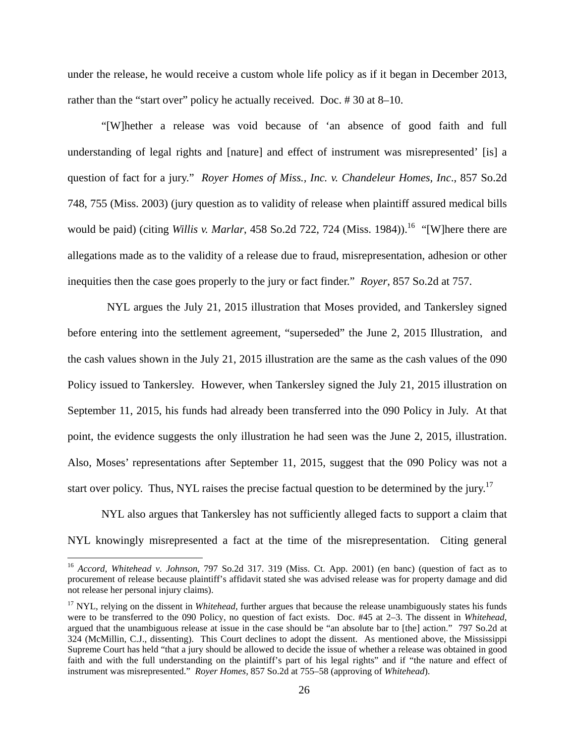under the release, he would receive a custom whole life policy as if it began in December 2013, rather than the "start over" policy he actually received. Doc. # 30 at 8–10.

"[W]hether a release was void because of 'an absence of good faith and full understanding of legal rights and [nature] and effect of instrument was misrepresented' [is] a question of fact for a jury." *Royer Homes of Miss., Inc. v. Chandeleur Homes, Inc*., 857 So.2d 748, 755 (Miss. 2003) (jury question as to validity of release when plaintiff assured medical bills would be paid) (citing *Willis v. Marlar*, 458 So.2d 722, 724 (Miss. 1984)).[16] "[W]here there are allegations made as to the validity of a release due to fraud, misrepresentation, adhesion or other inequities then the case goes properly to the jury or fact finder." *Royer*, 857 So.2d at 757.

NYL argues the July 21, 2015 illustration that Moses provided, and Tankersley signed before entering into the settlement agreement, "superseded" the June 2, 2015 Illustration, and the cash values shown in the July 21, 2015 illustration are the same as the cash values of the 090 Policy issued to Tankersley. However, when Tankersley signed the July 21, 2015 illustration on September 11, 2015, his funds had already been transferred into the 090 Policy in July. At that point, the evidence suggests the only illustration he had seen was the June 2, 2015, illustration. Also, Moses' representations after September 11, 2015, suggest that the 090 Policy was not a start over policy. Thus, NYL raises the precise factual question to be determined by the jury.[17]

NYL also argues that Tankersley has not sufficiently alleged facts to support a claim that NYL knowingly misrepresented a fact at the time of the misrepresentation. Citing general

---

[16] *Accord, Whitehead v. Johnson*, 797 So.2d 317. 319 (Miss. Ct. App. 2001) (en banc) (question of fact as to procurement of release because plaintiff's affidavit stated she was advised release was for property damage and did not release her personal injury claims).

[17] NYL, relying on the dissent in *Whitehead*, further argues that because the release unambiguously states his funds were to be transferred to the 090 Policy, no question of fact exists. Doc. #45 at 2–3. The dissent in *Whitehead*, argued that the unambiguous release at issue in the case should be "an absolute bar to [the] action." 797 So.2d at 324 (McMillin, C.J., dissenting). This Court declines to adopt the dissent. As mentioned above, the Mississippi Supreme Court has held "that a jury should be allowed to decide the issue of whether a release was obtained in good faith and with the full understanding on the plaintiff's part of his legal rights" and if "the nature and effect of instrument was misrepresented." *Royer Homes*, 857 So.2d at 755–58 (approving of *Whitehead*).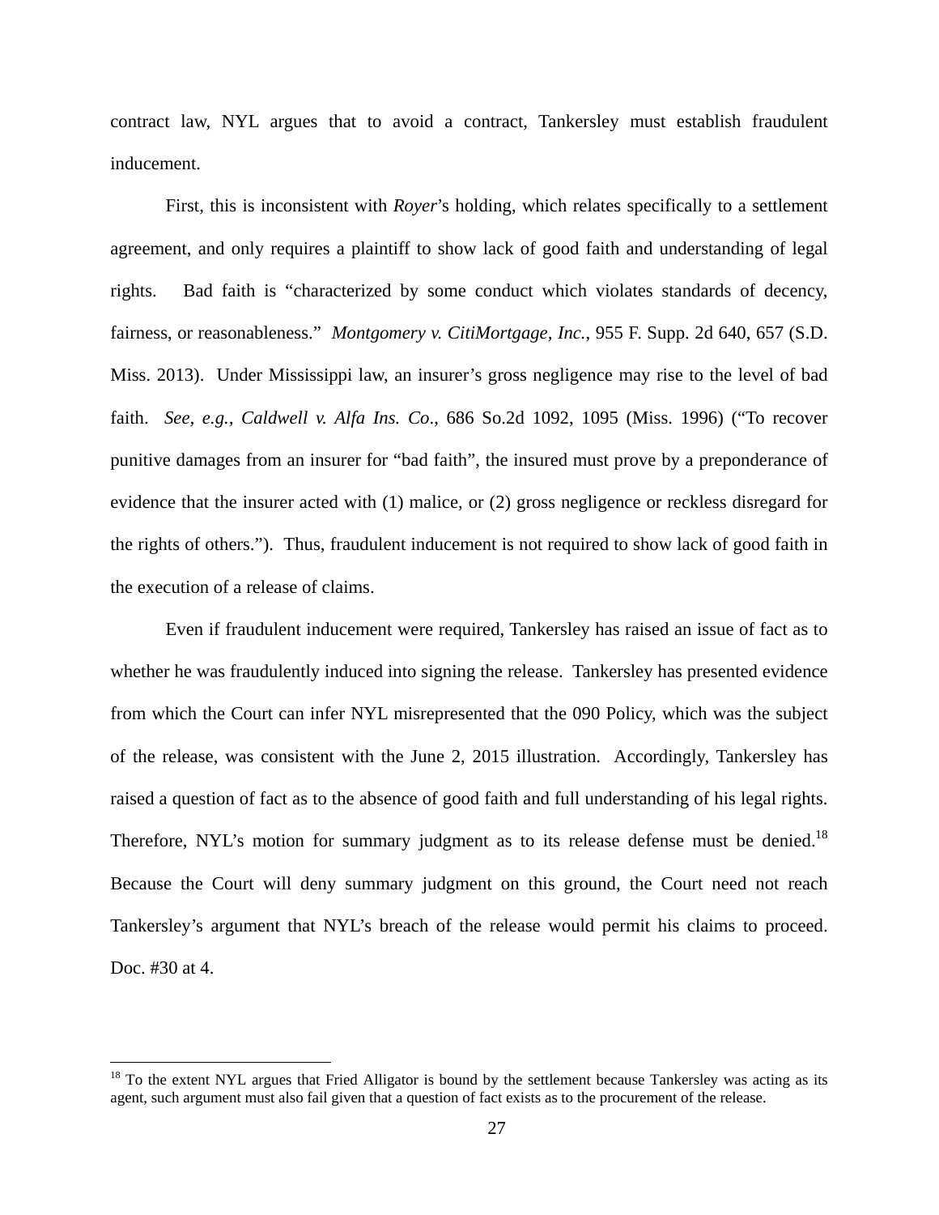contract law, NYL argues that to avoid a contract, Tankersley must establish fraudulent inducement.

First, this is inconsistent with *Royer*'s holding, which relates specifically to a settlement agreement, and only requires a plaintiff to show lack of good faith and understanding of legal rights. Bad faith is "characterized by some conduct which violates standards of decency, fairness, or reasonableness." *Montgomery v. CitiMortgage, Inc.*, 955 F. Supp. 2d 640, 657 (S.D. Miss. 2013). Under Mississippi law, an insurer's gross negligence may rise to the level of bad faith. *See, e.g.*, *Caldwell v. Alfa Ins. Co*., 686 So.2d 1092, 1095 (Miss. 1996) ("To recover punitive damages from an insurer for "bad faith", the insured must prove by a preponderance of evidence that the insurer acted with (1) malice, or (2) gross negligence or reckless disregard for the rights of others."). Thus, fraudulent inducement is not required to show lack of good faith in the execution of a release of claims.

Even if fraudulent inducement were required, Tankersley has raised an issue of fact as to whether he was fraudulently induced into signing the release. Tankersley has presented evidence from which the Court can infer NYL misrepresented that the 090 Policy, which was the subject of the release, was consistent with the June 2, 2015 illustration. Accordingly, Tankersley has raised a question of fact as to the absence of good faith and full understanding of his legal rights. Therefore, NYL's motion for summary judgment as to its release defense must be denied.[18] Because the Court will deny summary judgment on this ground, the Court need not reach Tankersley's argument that NYL's breach of the release would permit his claims to proceed. Doc. #30 at 4.

---

[18] To the extent NYL argues that Fried Alligator is bound by the settlement because Tankersley was acting as its agent, such argument must also fail given that a question of fact exists as to the procurement of the release.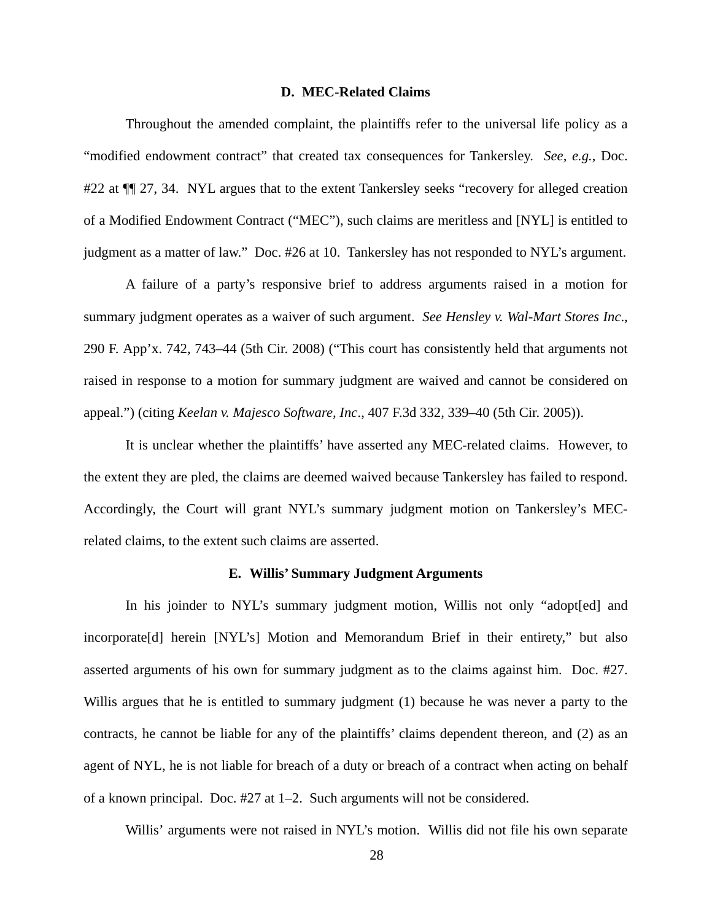### D. MEC-Related Claims

Throughout the amended complaint, the plaintiffs refer to the universal life policy as a "modified endowment contract" that created tax consequences for Tankersley. *See, e.g.*, Doc. #22 at ¶¶ 27, 34. NYL argues that to the extent Tankersley seeks "recovery for alleged creation of a Modified Endowment Contract ("MEC"), such claims are meritless and [NYL] is entitled to judgment as a matter of law." Doc. #26 at 10. Tankersley has not responded to NYL's argument.

A failure of a party's responsive brief to address arguments raised in a motion for summary judgment operates as a waiver of such argument. *See Hensley v. Wal-Mart Stores Inc*., 290 F. App'x. 742, 743–44 (5th Cir. 2008) ("This court has consistently held that arguments not raised in response to a motion for summary judgment are waived and cannot be considered on appeal.") (citing *Keelan v. Majesco Software, Inc*., 407 F.3d 332, 339–40 (5th Cir. 2005)).

It is unclear whether the plaintiffs' have asserted any MEC-related claims. However, to the extent they are pled, the claims are deemed waived because Tankersley has failed to respond. Accordingly, the Court will grant NYL's summary judgment motion on Tankersley's MEC-related claims, to the extent such claims are asserted.

### E. Willis' Summary Judgment Arguments

In his joinder to NYL's summary judgment motion, Willis not only "adopt[ed] and incorporate[d] herein [NYL's] Motion and Memorandum Brief in their entirety," but also asserted arguments of his own for summary judgment as to the claims against him. Doc. #27. Willis argues that he is entitled to summary judgment (1) because he was never a party to the contracts, he cannot be liable for any of the plaintiffs' claims dependent thereon, and (2) as an agent of NYL, he is not liable for breach of a duty or breach of a contract when acting on behalf of a known principal. Doc. #27 at 1–2. Such arguments will not be considered.

Willis' arguments were not raised in NYL's motion. Willis did not file his own separate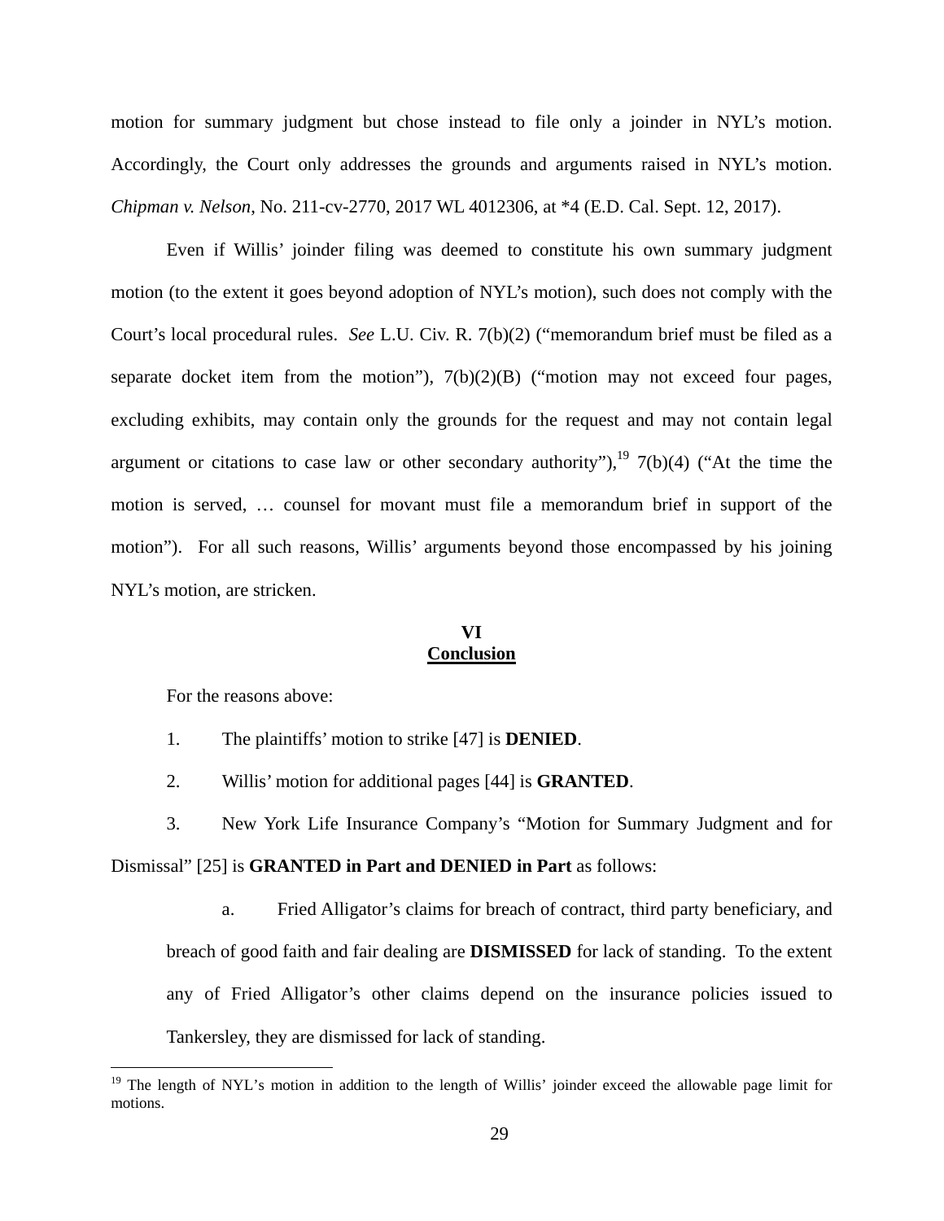motion for summary judgment but chose instead to file only a joinder in NYL's motion. Accordingly, the Court only addresses the grounds and arguments raised in NYL's motion. *Chipman v. Nelson*, No. 211-cv-2770, 2017 WL 4012306, at *4 (E.D. Cal. Sept. 12, 2017).

Even if Willis' joinder filing was deemed to constitute his own summary judgment motion (to the extent it goes beyond adoption of NYL's motion), such does not comply with the Court's local procedural rules. *See* L.U. Civ. R. 7(b)(2) ("memorandum brief must be filed as a separate docket item from the motion"), 7(b)(2)(B) ("motion may not exceed four pages, excluding exhibits, may contain only the grounds for the request and may not contain legal argument or citations to case law or other secondary authority"),[19] 7(b)(4) ("At the time the motion is served, … counsel for movant must file a memorandum brief in support of the motion"). For all such reasons, Willis' arguments beyond those encompassed by his joining NYL's motion, are stricken.

## VI
## Conclusion

For the reasons above:

1. The plaintiffs' motion to strike [47] is **DENIED**.

2. Willis' motion for additional pages [44] is **GRANTED**.

3. New York Life Insurance Company's "Motion for Summary Judgment and for Dismissal" [25] is **GRANTED in Part and DENIED in Part** as follows:

   a. Fried Alligator's claims for breach of contract, third party beneficiary, and breach of good faith and fair dealing are **DISMISSED** for lack of standing. To the extent any of Fried Alligator's other claims depend on the insurance policies issued to Tankersley, they are dismissed for lack of standing.

---

[19] The length of NYL's motion in addition to the length of Willis' joinder exceed the allowable page limit for motions.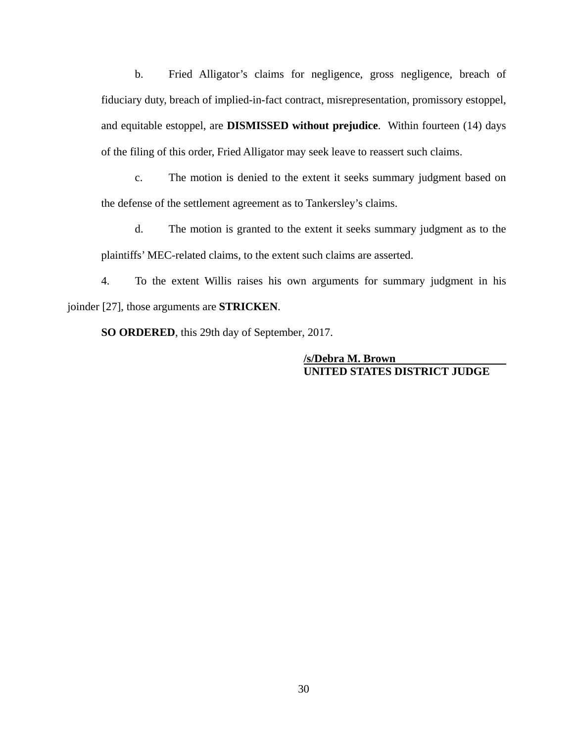b. Fried Alligator’s claims for negligence, gross negligence, breach of fiduciary duty, breach of implied-in-fact contract, misrepresentation, promissory estoppel, and equitable estoppel, are **DISMISSED without prejudice**. Within fourteen (14) days of the filing of this order, Fried Alligator may seek leave to reassert such claims.

c. The motion is denied to the extent it seeks summary judgment based on the defense of the settlement agreement as to Tankersley’s claims.

d. The motion is granted to the extent it seeks summary judgment as to the plaintiffs’ MEC-related claims, to the extent such claims are asserted.

4. To the extent Willis raises his own arguments for summary judgment in his joinder [27], those arguments are **STRICKEN**.

**SO ORDERED**, this 29th day of September, 2017.

**/s/Debra M. Brown**
**UNITED STATES DISTRICT JUDGE**